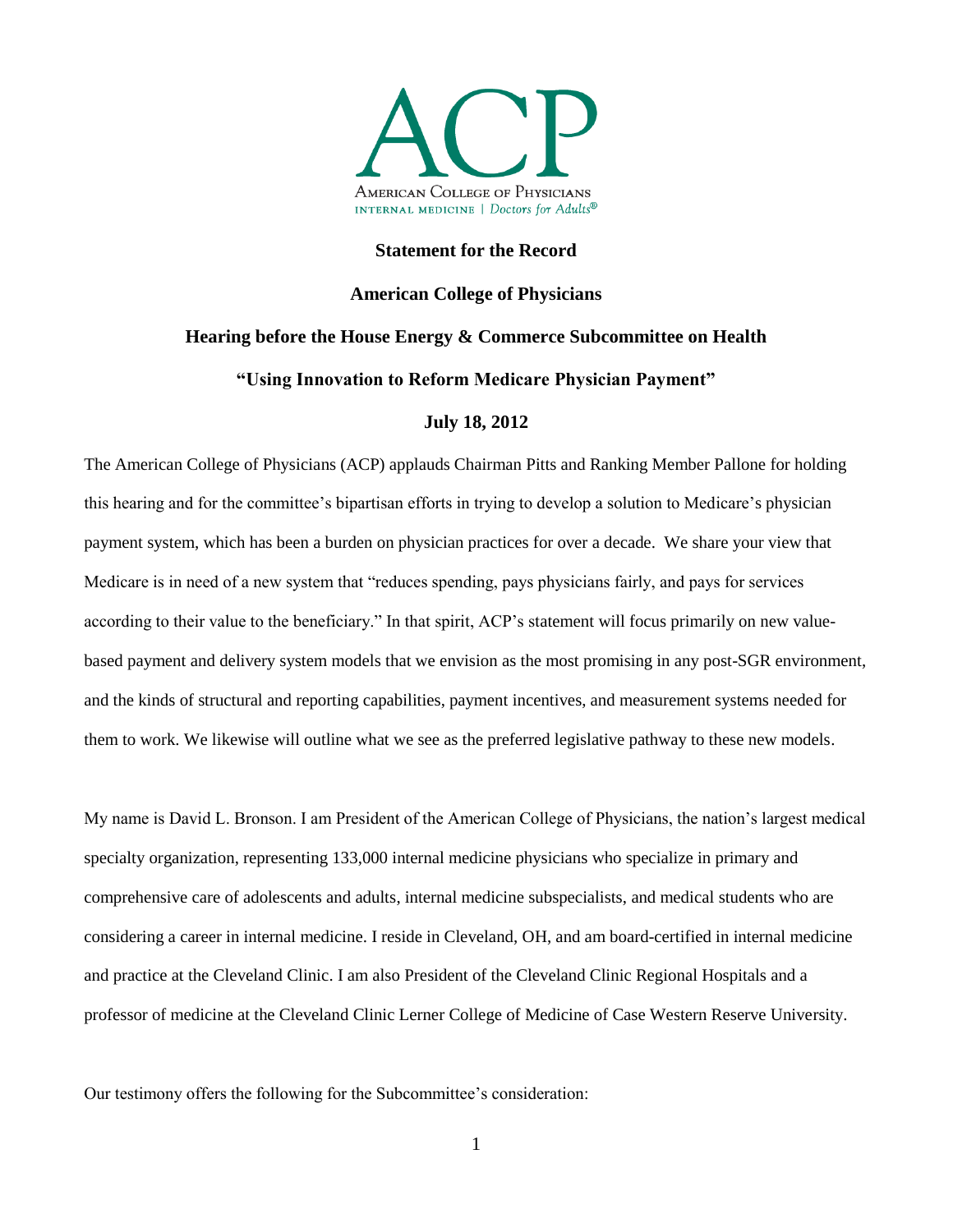ACP

American College of Physicians
INTERNAL MEDICINE | *Doctors for Adults*®

**Statement for the Record**

**American College of Physicians**

**Hearing before the House Energy & Commerce Subcommittee on Health**

**"Using Innovation to Reform Medicare Physician Payment"**

**July 18, 2012**

The American College of Physicians (ACP) applauds Chairman Pitts and Ranking Member Pallone for holding this hearing and for the committee's bipartisan efforts in trying to develop a solution to Medicare's physician payment system, which has been a burden on physician practices for over a decade. We share your view that Medicare is in need of a new system that "reduces spending, pays physicians fairly, and pays for services according to their value to the beneficiary." In that spirit, ACP's statement will focus primarily on new value-based payment and delivery system models that we envision as the most promising in any post-SGR environment, and the kinds of structural and reporting capabilities, payment incentives, and measurement systems needed for them to work. We likewise will outline what we see as the preferred legislative pathway to these new models.

My name is David L. Bronson. I am President of the American College of Physicians, the nation's largest medical specialty organization, representing 133,000 internal medicine physicians who specialize in primary and comprehensive care of adolescents and adults, internal medicine subspecialists, and medical students who are considering a career in internal medicine. I reside in Cleveland, OH, and am board-certified in internal medicine and practice at the Cleveland Clinic. I am also President of the Cleveland Clinic Regional Hospitals and a professor of medicine at the Cleveland Clinic Lerner College of Medicine of Case Western Reserve University.

Our testimony offers the following for the Subcommittee's consideration: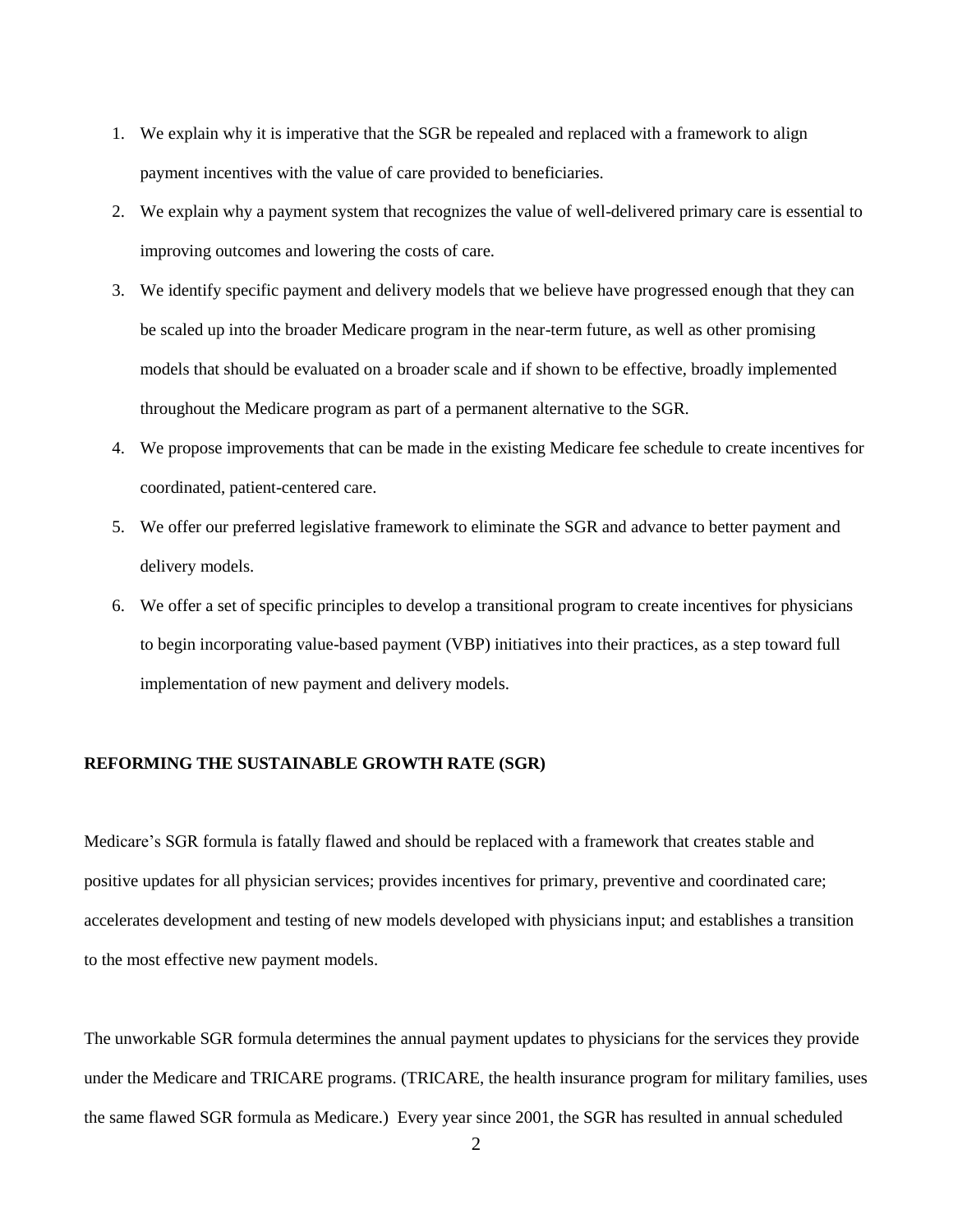1. We explain why it is imperative that the SGR be repealed and replaced with a framework to align payment incentives with the value of care provided to beneficiaries.
2. We explain why a payment system that recognizes the value of well-delivered primary care is essential to improving outcomes and lowering the costs of care.
3. We identify specific payment and delivery models that we believe have progressed enough that they can be scaled up into the broader Medicare program in the near-term future, as well as other promising models that should be evaluated on a broader scale and if shown to be effective, broadly implemented throughout the Medicare program as part of a permanent alternative to the SGR.
4. We propose improvements that can be made in the existing Medicare fee schedule to create incentives for coordinated, patient-centered care.
5. We offer our preferred legislative framework to eliminate the SGR and advance to better payment and delivery models.
6. We offer a set of specific principles to develop a transitional program to create incentives for physicians to begin incorporating value-based payment (VBP) initiatives into their practices, as a step toward full implementation of new payment and delivery models.

**REFORMING THE SUSTAINABLE GROWTH RATE (SGR)**

Medicare's SGR formula is fatally flawed and should be replaced with a framework that creates stable and positive updates for all physician services; provides incentives for primary, preventive and coordinated care; accelerates development and testing of new models developed with physicians input; and establishes a transition to the most effective new payment models.

The unworkable SGR formula determines the annual payment updates to physicians for the services they provide under the Medicare and TRICARE programs. (TRICARE, the health insurance program for military families, uses the same flawed SGR formula as Medicare.) Every year since 2001, the SGR has resulted in annual scheduled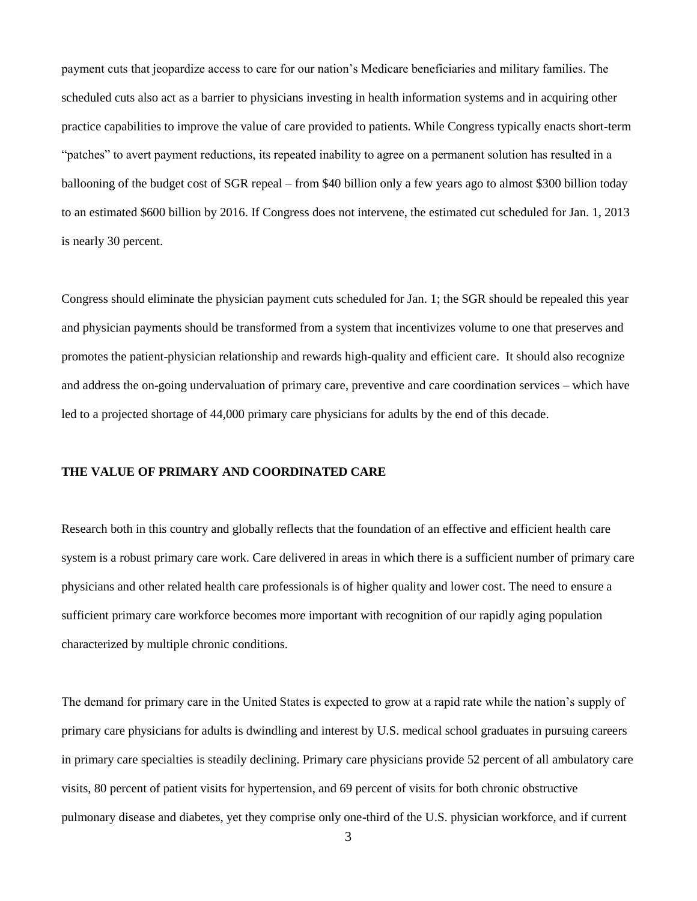payment cuts that jeopardize access to care for our nation's Medicare beneficiaries and military families. The scheduled cuts also act as a barrier to physicians investing in health information systems and in acquiring other practice capabilities to improve the value of care provided to patients. While Congress typically enacts short-term "patches" to avert payment reductions, its repeated inability to agree on a permanent solution has resulted in a ballooning of the budget cost of SGR repeal – from $40 billion only a few years ago to almost $300 billion today to an estimated $600 billion by 2016. If Congress does not intervene, the estimated cut scheduled for Jan. 1, 2013 is nearly 30 percent.

Congress should eliminate the physician payment cuts scheduled for Jan. 1; the SGR should be repealed this year and physician payments should be transformed from a system that incentivizes volume to one that preserves and promotes the patient-physician relationship and rewards high-quality and efficient care. It should also recognize and address the on-going undervaluation of primary care, preventive and care coordination services – which have led to a projected shortage of 44,000 primary care physicians for adults by the end of this decade.

**THE VALUE OF PRIMARY AND COORDINATED CARE**

Research both in this country and globally reflects that the foundation of an effective and efficient health care system is a robust primary care work. Care delivered in areas in which there is a sufficient number of primary care physicians and other related health care professionals is of higher quality and lower cost. The need to ensure a sufficient primary care workforce becomes more important with recognition of our rapidly aging population characterized by multiple chronic conditions.

The demand for primary care in the United States is expected to grow at a rapid rate while the nation's supply of primary care physicians for adults is dwindling and interest by U.S. medical school graduates in pursuing careers in primary care specialties is steadily declining. Primary care physicians provide 52 percent of all ambulatory care visits, 80 percent of patient visits for hypertension, and 69 percent of visits for both chronic obstructive pulmonary disease and diabetes, yet they comprise only one-third of the U.S. physician workforce, and if current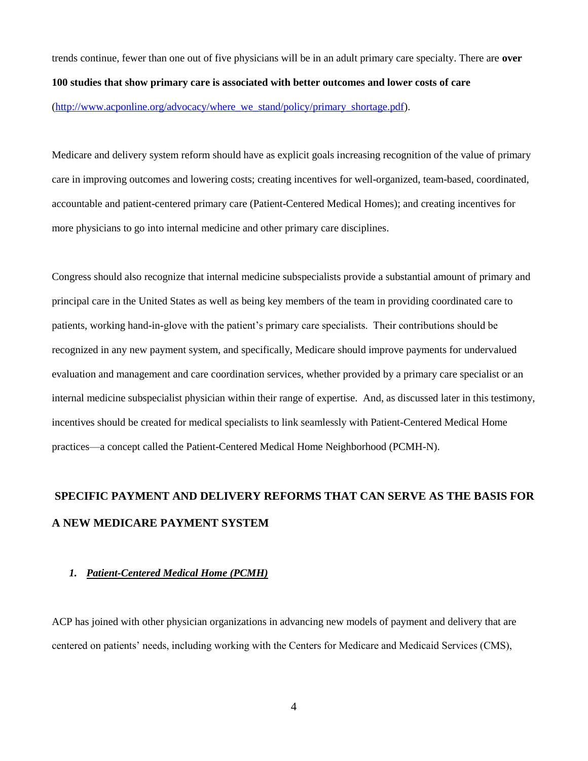trends continue, fewer than one out of five physicians will be in an adult primary care specialty. There are **over 100 studies that show primary care is associated with better outcomes and lower costs of care** (http://www.acponline.org/advocacy/where_we_stand/policy/primary_shortage.pdf).

Medicare and delivery system reform should have as explicit goals increasing recognition of the value of primary care in improving outcomes and lowering costs; creating incentives for well-organized, team-based, coordinated, accountable and patient-centered primary care (Patient-Centered Medical Homes); and creating incentives for more physicians to go into internal medicine and other primary care disciplines.

Congress should also recognize that internal medicine subspecialists provide a substantial amount of primary and principal care in the United States as well as being key members of the team in providing coordinated care to patients, working hand-in-glove with the patient's primary care specialists. Their contributions should be recognized in any new payment system, and specifically, Medicare should improve payments for undervalued evaluation and management and care coordination services, whether provided by a primary care specialist or an internal medicine subspecialist physician within their range of expertise. And, as discussed later in this testimony, incentives should be created for medical specialists to link seamlessly with Patient-Centered Medical Home practices—a concept called the Patient-Centered Medical Home Neighborhood (PCMH-N).

## SPECIFIC PAYMENT AND DELIVERY REFORMS THAT CAN SERVE AS THE BASIS FOR A NEW MEDICARE PAYMENT SYSTEM

### *1. Patient-Centered Medical Home (PCMH)*

ACP has joined with other physician organizations in advancing new models of payment and delivery that are centered on patients' needs, including working with the Centers for Medicare and Medicaid Services (CMS),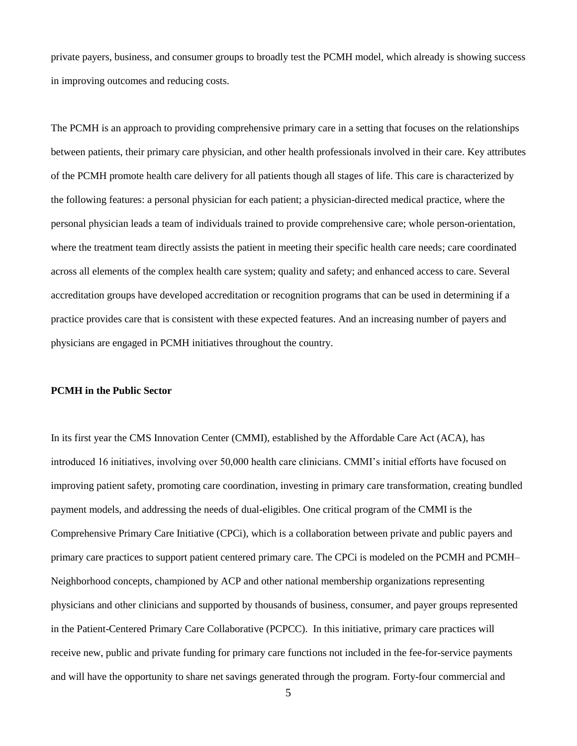private payers, business, and consumer groups to broadly test the PCMH model, which already is showing success in improving outcomes and reducing costs.

The PCMH is an approach to providing comprehensive primary care in a setting that focuses on the relationships between patients, their primary care physician, and other health professionals involved in their care. Key attributes of the PCMH promote health care delivery for all patients though all stages of life. This care is characterized by the following features: a personal physician for each patient; a physician-directed medical practice, where the personal physician leads a team of individuals trained to provide comprehensive care; whole person-orientation, where the treatment team directly assists the patient in meeting their specific health care needs; care coordinated across all elements of the complex health care system; quality and safety; and enhanced access to care. Several accreditation groups have developed accreditation or recognition programs that can be used in determining if a practice provides care that is consistent with these expected features. And an increasing number of payers and physicians are engaged in PCMH initiatives throughout the country.

**PCMH in the Public Sector**

In its first year the CMS Innovation Center (CMMI), established by the Affordable Care Act (ACA), has introduced 16 initiatives, involving over 50,000 health care clinicians. CMMI's initial efforts have focused on improving patient safety, promoting care coordination, investing in primary care transformation, creating bundled payment models, and addressing the needs of dual-eligibles. One critical program of the CMMI is the Comprehensive Primary Care Initiative (CPCi), which is a collaboration between private and public payers and primary care practices to support patient centered primary care. The CPCi is modeled on the PCMH and PCMH–Neighborhood concepts, championed by ACP and other national membership organizations representing physicians and other clinicians and supported by thousands of business, consumer, and payer groups represented in the Patient-Centered Primary Care Collaborative (PCPCC). In this initiative, primary care practices will receive new, public and private funding for primary care functions not included in the fee-for-service payments and will have the opportunity to share net savings generated through the program. Forty-four commercial and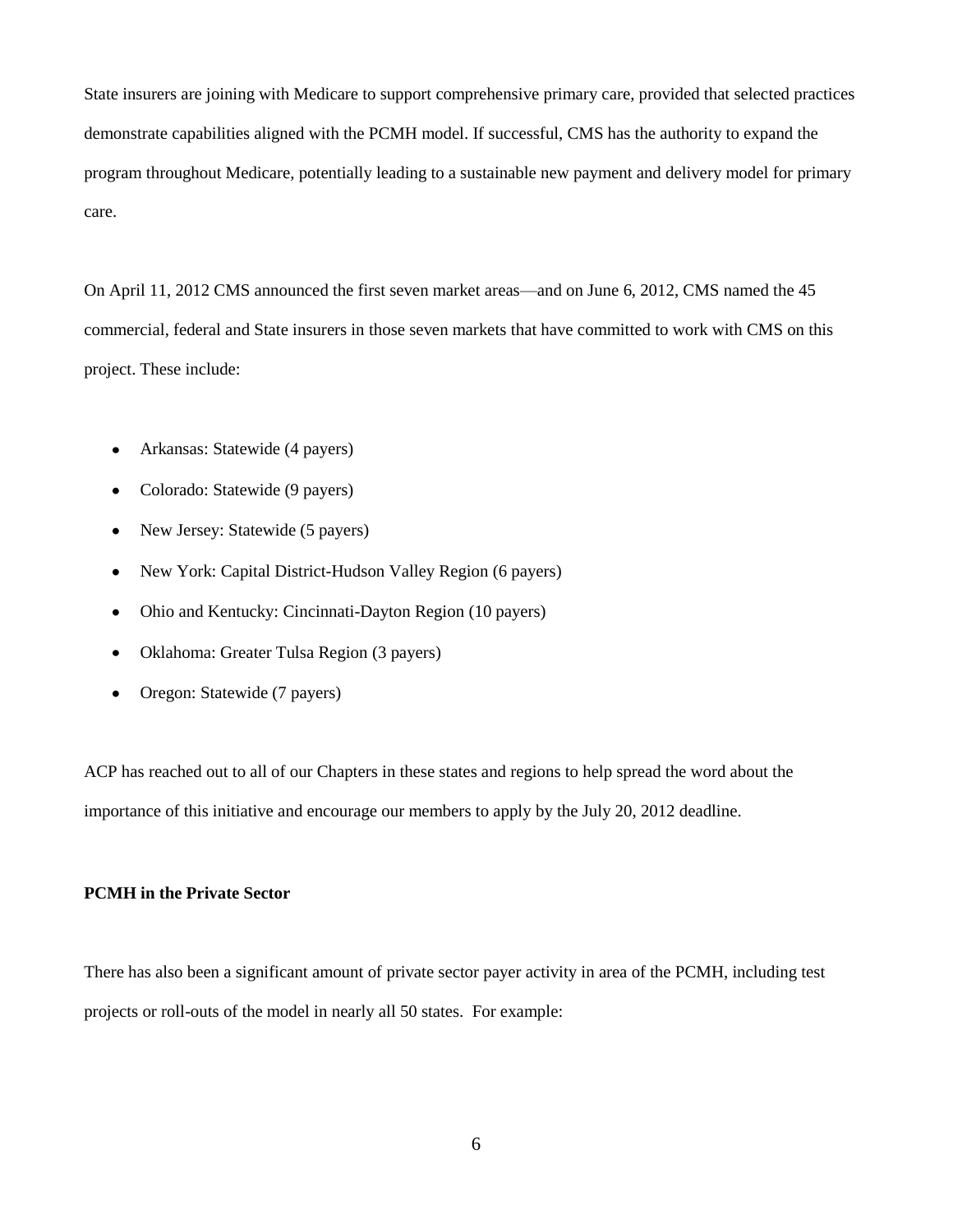State insurers are joining with Medicare to support comprehensive primary care, provided that selected practices demonstrate capabilities aligned with the PCMH model. If successful, CMS has the authority to expand the program throughout Medicare, potentially leading to a sustainable new payment and delivery model for primary care.

On April 11, 2012 CMS announced the first seven market areas—and on June 6, 2012, CMS named the 45 commercial, federal and State insurers in those seven markets that have committed to work with CMS on this project. These include:

- Arkansas: Statewide (4 payers)
- Colorado: Statewide (9 payers)
- New Jersey: Statewide (5 payers)
- New York: Capital District-Hudson Valley Region (6 payers)
- Ohio and Kentucky: Cincinnati-Dayton Region (10 payers)
- Oklahoma: Greater Tulsa Region (3 payers)
- Oregon: Statewide (7 payers)

ACP has reached out to all of our Chapters in these states and regions to help spread the word about the importance of this initiative and encourage our members to apply by the July 20, 2012 deadline.

**PCMH in the Private Sector**

There has also been a significant amount of private sector payer activity in area of the PCMH, including test projects or roll-outs of the model in nearly all 50 states. For example: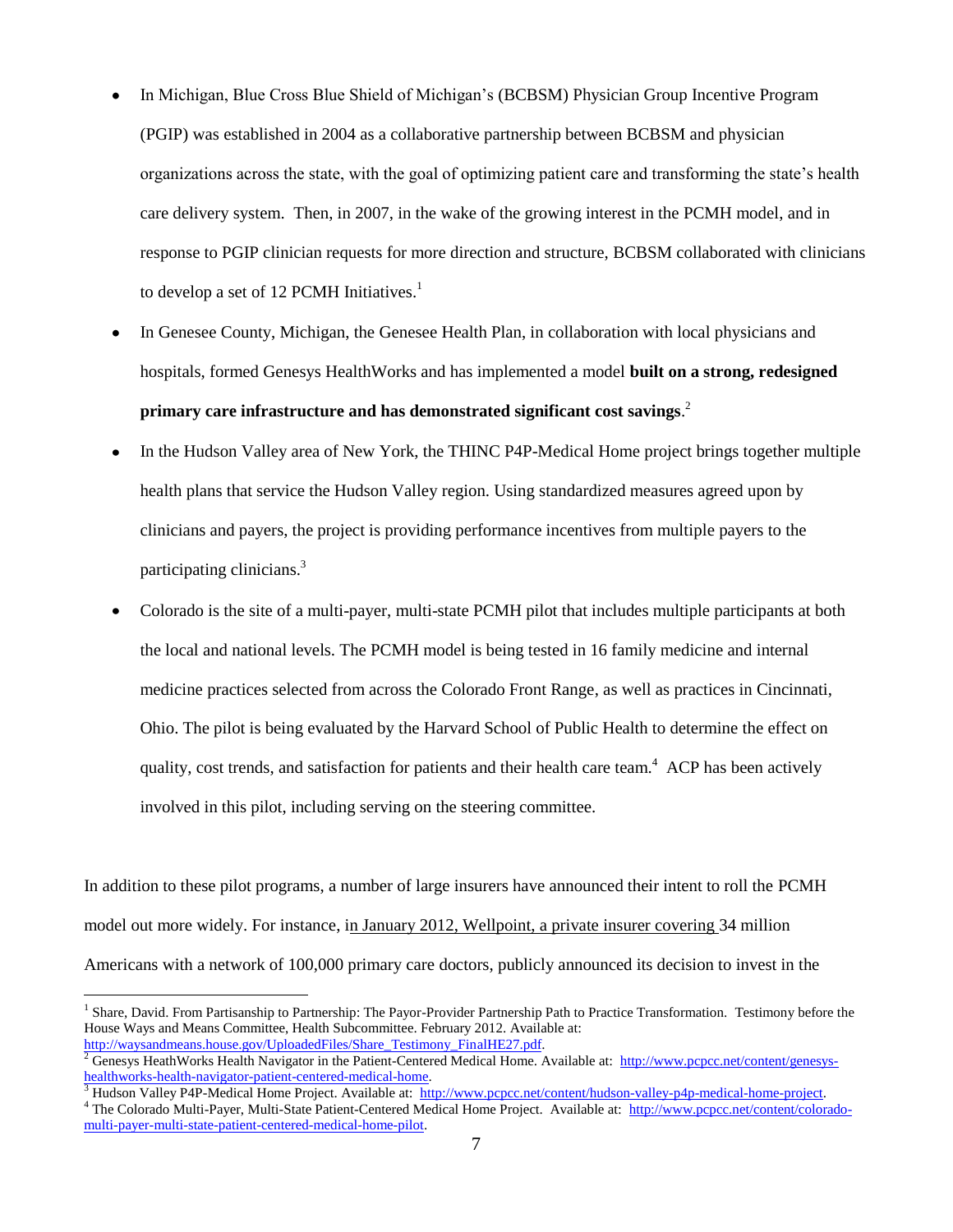- In Michigan, Blue Cross Blue Shield of Michigan's (BCBSM) Physician Group Incentive Program (PGIP) was established in 2004 as a collaborative partnership between BCBSM and physician organizations across the state, with the goal of optimizing patient care and transforming the state's health care delivery system. Then, in 2007, in the wake of the growing interest in the PCMH model, and in response to PGIP clinician requests for more direction and structure, BCBSM collaborated with clinicians to develop a set of 12 PCMH Initiatives.[1]
- In Genesee County, Michigan, the Genesee Health Plan, in collaboration with local physicians and hospitals, formed Genesys HealthWorks and has implemented a model **built on a strong, redesigned primary care infrastructure and has demonstrated significant cost savings**.[2]
- In the Hudson Valley area of New York, the THINC P4P-Medical Home project brings together multiple health plans that service the Hudson Valley region. Using standardized measures agreed upon by clinicians and payers, the project is providing performance incentives from multiple payers to the participating clinicians.[3]
- Colorado is the site of a multi-payer, multi-state PCMH pilot that includes multiple participants at both the local and national levels. The PCMH model is being tested in 16 family medicine and internal medicine practices selected from across the Colorado Front Range, as well as practices in Cincinnati, Ohio. The pilot is being evaluated by the Harvard School of Public Health to determine the effect on quality, cost trends, and satisfaction for patients and their health care team.[4] ACP has been actively involved in this pilot, including serving on the steering committee.

In addition to these pilot programs, a number of large insurers have announced their intent to roll the PCMH model out more widely. For instance, in January 2012, Wellpoint, a private insurer covering 34 million Americans with a network of 100,000 primary care doctors, publicly announced its decision to invest in the

---

[1] Share, David. From Partisanship to Partnership: The Payor-Provider Partnership Path to Practice Transformation. Testimony before the House Ways and Means Committee, Health Subcommittee. February 2012. Available at: http://waysandmeans.house.gov/UploadedFiles/Share_Testimony_FinalHE27.pdf.

[2] Genesys HeathWorks Health Navigator in the Patient-Centered Medical Home. Available at: http://www.pcpcc.net/content/genesys-healthworks-health-navigator-patient-centered-medical-home.

[3] Hudson Valley P4P-Medical Home Project. Available at: http://www.pcpcc.net/content/hudson-valley-p4p-medical-home-project.

[4] The Colorado Multi-Payer, Multi-State Patient-Centered Medical Home Project. Available at: http://www.pcpcc.net/content/colorado-multi-payer-multi-state-patient-centered-medical-home-pilot.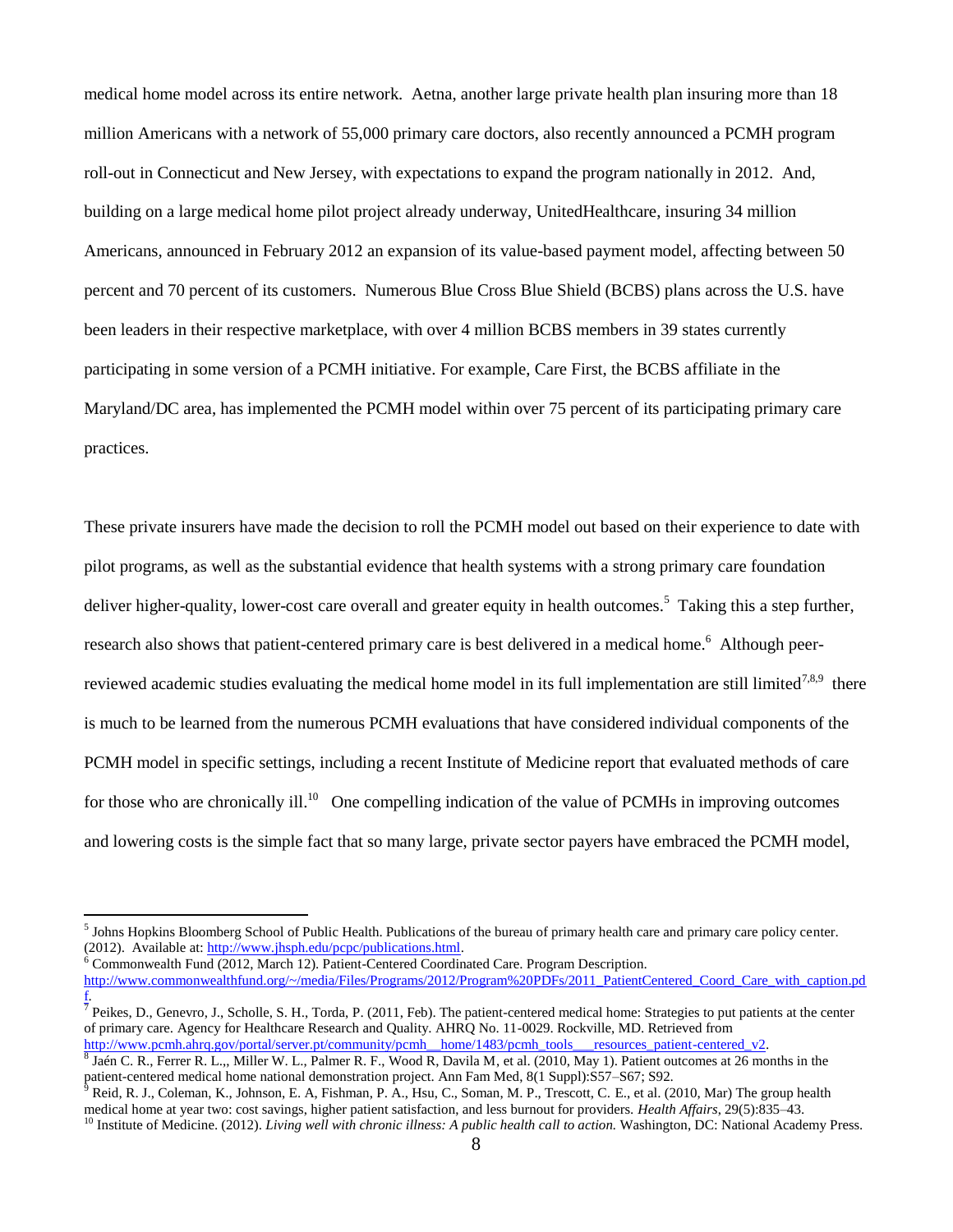medical home model across its entire network. Aetna, another large private health plan insuring more than 18 million Americans with a network of 55,000 primary care doctors, also recently announced a PCMH program roll-out in Connecticut and New Jersey, with expectations to expand the program nationally in 2012. And, building on a large medical home pilot project already underway, UnitedHealthcare, insuring 34 million Americans, announced in February 2012 an expansion of its value-based payment model, affecting between 50 percent and 70 percent of its customers. Numerous Blue Cross Blue Shield (BCBS) plans across the U.S. have been leaders in their respective marketplace, with over 4 million BCBS members in 39 states currently participating in some version of a PCMH initiative. For example, Care First, the BCBS affiliate in the Maryland/DC area, has implemented the PCMH model within over 75 percent of its participating primary care practices.

These private insurers have made the decision to roll the PCMH model out based on their experience to date with pilot programs, as well as the substantial evidence that health systems with a strong primary care foundation deliver higher-quality, lower-cost care overall and greater equity in health outcomes.[5] Taking this a step further, research also shows that patient-centered primary care is best delivered in a medical home.[6] Although peer-reviewed academic studies evaluating the medical home model in its full implementation are still limited[7,8,9] there is much to be learned from the numerous PCMH evaluations that have considered individual components of the PCMH model in specific settings, including a recent Institute of Medicine report that evaluated methods of care for those who are chronically ill.[10] One compelling indication of the value of PCMHs in improving outcomes and lowering costs is the simple fact that so many large, private sector payers have embraced the PCMH model,

---

[5] Johns Hopkins Bloomberg School of Public Health. Publications of the bureau of primary health care and primary care policy center. (2012). Available at: http://www.jhsph.edu/pcpc/publications.html.

[6] Commonwealth Fund (2012, March 12). Patient-Centered Coordinated Care. Program Description. http://www.commonwealthfund.org/~/media/Files/Programs/2012/Program%20PDFs/2011_PatientCentered_Coord_Care_with_caption.pdf.

[7] Peikes, D., Genevro, J., Scholle, S. H., Torda, P. (2011, Feb). The patient-centered medical home: Strategies to put patients at the center of primary care. Agency for Healthcare Research and Quality. AHRQ No. 11-0029. Rockville, MD. Retrieved from http://www.pcmh.ahrq.gov/portal/server.pt/community/pcmh__home/1483/pcmh_tools___resources_patient-centered_v2.

[8] Jaén C. R., Ferrer R. L.,, Miller W. L., Palmer R. F., Wood R, Davila M, et al. (2010, May 1). Patient outcomes at 26 months in the patient-centered medical home national demonstration project. Ann Fam Med, 8(1 Suppl):S57–S67; S92.

[9] Reid, R. J., Coleman, K., Johnson, E. A, Fishman, P. A., Hsu, C., Soman, M. P., Trescott, C. E., et al. (2010, Mar) The group health medical home at year two: cost savings, higher patient satisfaction, and less burnout for providers. *Health Affairs*, 29(5):835–43.

[10] Institute of Medicine. (2012). *Living well with chronic illness: A public health call to action.* Washington, DC: National Academy Press.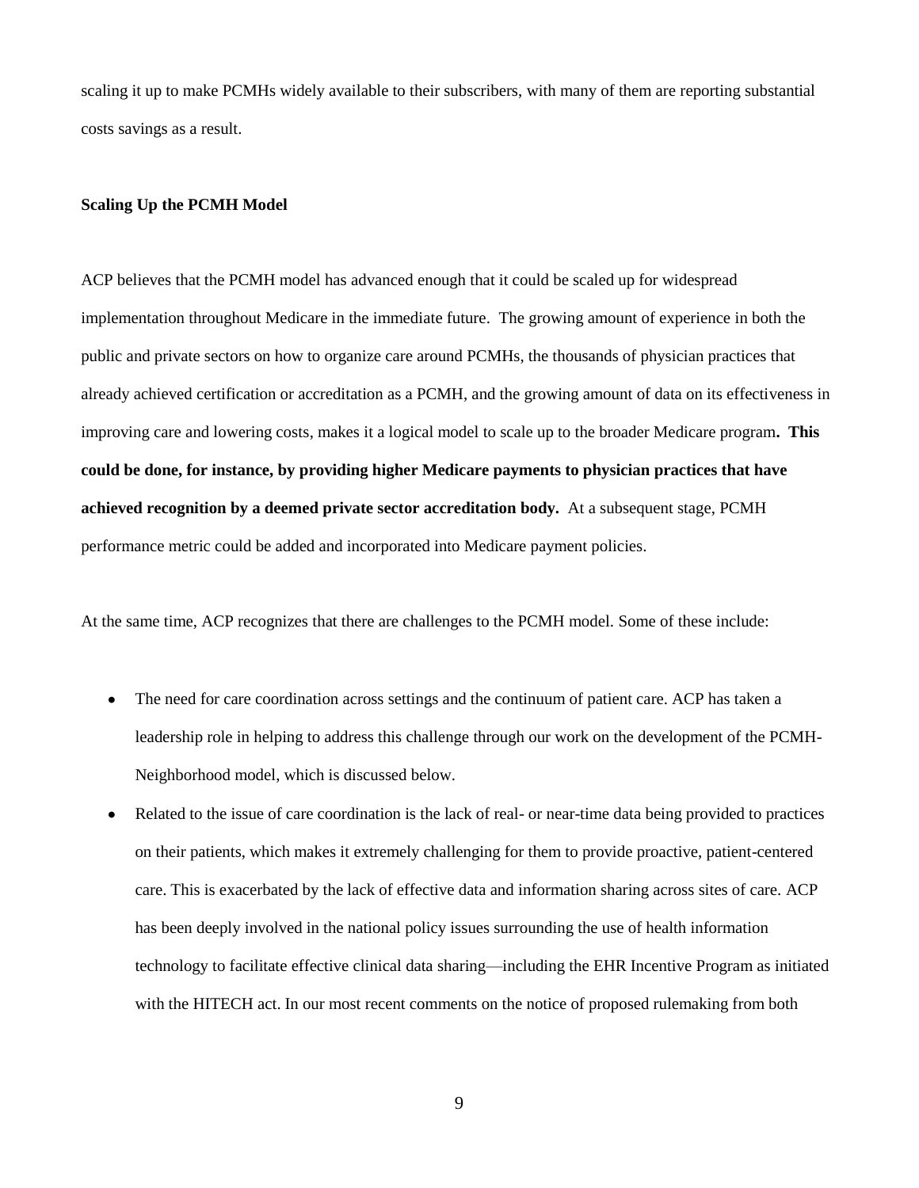scaling it up to make PCMHs widely available to their subscribers, with many of them are reporting substantial costs savings as a result.

**Scaling Up the PCMH Model**

ACP believes that the PCMH model has advanced enough that it could be scaled up for widespread implementation throughout Medicare in the immediate future. The growing amount of experience in both the public and private sectors on how to organize care around PCMHs, the thousands of physician practices that already achieved certification or accreditation as a PCMH, and the growing amount of data on its effectiveness in improving care and lowering costs, makes it a logical model to scale up to the broader Medicare program**. This could be done, for instance, by providing higher Medicare payments to physician practices that have achieved recognition by a deemed private sector accreditation body.** At a subsequent stage, PCMH performance metric could be added and incorporated into Medicare payment policies.

At the same time, ACP recognizes that there are challenges to the PCMH model. Some of these include:

- The need for care coordination across settings and the continuum of patient care. ACP has taken a leadership role in helping to address this challenge through our work on the development of the PCMH-Neighborhood model, which is discussed below.
- Related to the issue of care coordination is the lack of real- or near-time data being provided to practices on their patients, which makes it extremely challenging for them to provide proactive, patient-centered care. This is exacerbated by the lack of effective data and information sharing across sites of care. ACP has been deeply involved in the national policy issues surrounding the use of health information technology to facilitate effective clinical data sharing—including the EHR Incentive Program as initiated with the HITECH act. In our most recent comments on the notice of proposed rulemaking from both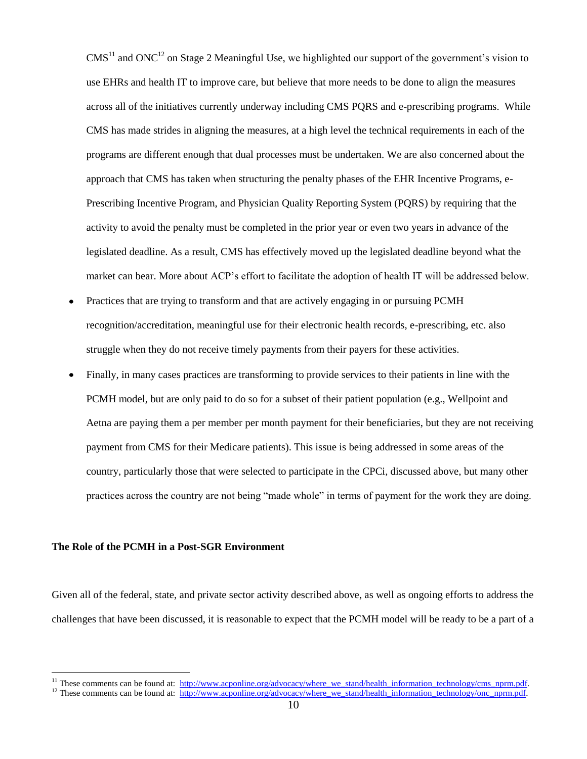CMS[11] and ONC[12] on Stage 2 Meaningful Use, we highlighted our support of the government's vision to use EHRs and health IT to improve care, but believe that more needs to be done to align the measures across all of the initiatives currently underway including CMS PQRS and e-prescribing programs. While CMS has made strides in aligning the measures, at a high level the technical requirements in each of the programs are different enough that dual processes must be undertaken. We are also concerned about the approach that CMS has taken when structuring the penalty phases of the EHR Incentive Programs, e-Prescribing Incentive Program, and Physician Quality Reporting System (PQRS) by requiring that the activity to avoid the penalty must be completed in the prior year or even two years in advance of the legislated deadline. As a result, CMS has effectively moved up the legislated deadline beyond what the market can bear. More about ACP's effort to facilitate the adoption of health IT will be addressed below.

- Practices that are trying to transform and that are actively engaging in or pursuing PCMH recognition/accreditation, meaningful use for their electronic health records, e-prescribing, etc. also struggle when they do not receive timely payments from their payers for these activities.
- Finally, in many cases practices are transforming to provide services to their patients in line with the PCMH model, but are only paid to do so for a subset of their patient population (e.g., Wellpoint and Aetna are paying them a per member per month payment for their beneficiaries, but they are not receiving payment from CMS for their Medicare patients). This issue is being addressed in some areas of the country, particularly those that were selected to participate in the CPCi, discussed above, but many other practices across the country are not being "made whole" in terms of payment for the work they are doing.

**The Role of the PCMH in a Post-SGR Environment**

Given all of the federal, state, and private sector activity described above, as well as ongoing efforts to address the challenges that have been discussed, it is reasonable to expect that the PCMH model will be ready to be a part of a

[11] These comments can be found at: http://www.acponline.org/advocacy/where_we_stand/health_information_technology/cms_nprm.pdf.

[12] These comments can be found at: http://www.acponline.org/advocacy/where_we_stand/health_information_technology/onc_nprm.pdf.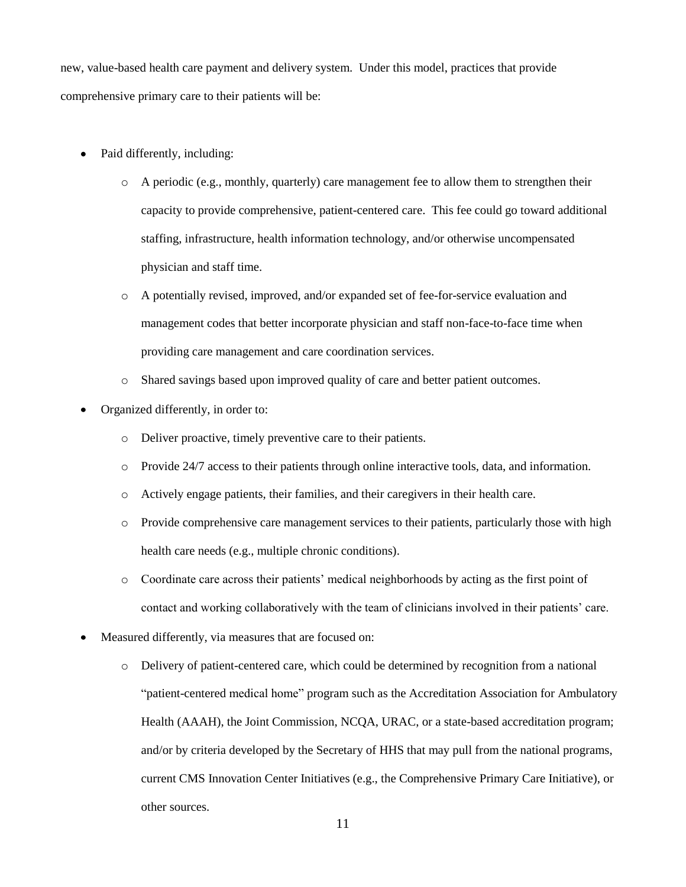new, value-based health care payment and delivery system. Under this model, practices that provide comprehensive primary care to their patients will be:

- Paid differently, including:
  - A periodic (e.g., monthly, quarterly) care management fee to allow them to strengthen their capacity to provide comprehensive, patient-centered care. This fee could go toward additional staffing, infrastructure, health information technology, and/or otherwise uncompensated physician and staff time.
  - A potentially revised, improved, and/or expanded set of fee-for-service evaluation and management codes that better incorporate physician and staff non-face-to-face time when providing care management and care coordination services.
  - Shared savings based upon improved quality of care and better patient outcomes.
- Organized differently, in order to:
  - Deliver proactive, timely preventive care to their patients.
  - Provide 24/7 access to their patients through online interactive tools, data, and information.
  - Actively engage patients, their families, and their caregivers in their health care.
  - Provide comprehensive care management services to their patients, particularly those with high health care needs (e.g., multiple chronic conditions).
  - Coordinate care across their patients' medical neighborhoods by acting as the first point of contact and working collaboratively with the team of clinicians involved in their patients' care.
- Measured differently, via measures that are focused on:
  - Delivery of patient-centered care, which could be determined by recognition from a national "patient-centered medical home" program such as the Accreditation Association for Ambulatory Health (AAAH), the Joint Commission, NCQA, URAC, or a state-based accreditation program; and/or by criteria developed by the Secretary of HHS that may pull from the national programs, current CMS Innovation Center Initiatives (e.g., the Comprehensive Primary Care Initiative), or other sources.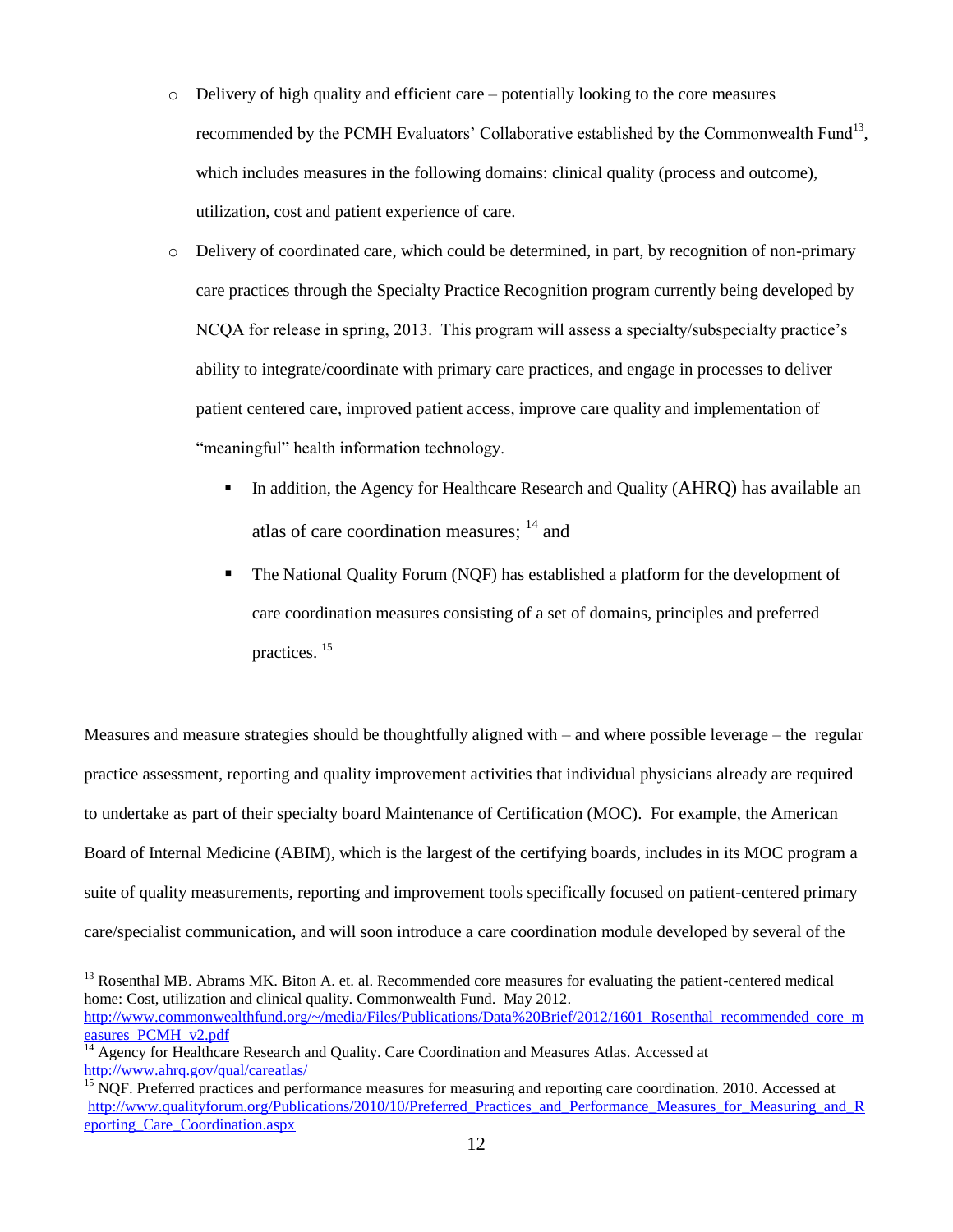- Delivery of high quality and efficient care – potentially looking to the core measures recommended by the PCMH Evaluators' Collaborative established by the Commonwealth Fund[13], which includes measures in the following domains: clinical quality (process and outcome), utilization, cost and patient experience of care.
- Delivery of coordinated care, which could be determined, in part, by recognition of non-primary care practices through the Specialty Practice Recognition program currently being developed by NCQA for release in spring, 2013. This program will assess a specialty/subspecialty practice's ability to integrate/coordinate with primary care practices, and engage in processes to deliver patient centered care, improved patient access, improve care quality and implementation of "meaningful" health information technology.
  - In addition, the Agency for Healthcare Research and Quality (AHRQ) has available an atlas of care coordination measures; [14] and
  - The National Quality Forum (NQF) has established a platform for the development of care coordination measures consisting of a set of domains, principles and preferred practices. [15]

Measures and measure strategies should be thoughtfully aligned with – and where possible leverage – the regular practice assessment, reporting and quality improvement activities that individual physicians already are required to undertake as part of their specialty board Maintenance of Certification (MOC). For example, the American Board of Internal Medicine (ABIM), which is the largest of the certifying boards, includes in its MOC program a suite of quality measurements, reporting and improvement tools specifically focused on patient-centered primary care/specialist communication, and will soon introduce a care coordination module developed by several of the

---

[13] Rosenthal MB. Abrams MK. Biton A. et. al. Recommended core measures for evaluating the patient-centered medical home: Cost, utilization and clinical quality. Commonwealth Fund. May 2012. http://www.commonwealthfund.org/~/media/Files/Publications/Data%20Brief/2012/1601_Rosenthal_recommended_core_measures_PCMH_v2.pdf

[14] Agency for Healthcare Research and Quality. Care Coordination and Measures Atlas. Accessed at http://www.ahrq.gov/qual/careatlas/

[15] NQF. Preferred practices and performance measures for measuring and reporting care coordination. 2010. Accessed at http://www.qualityforum.org/Publications/2010/10/Preferred_Practices_and_Performance_Measures_for_Measuring_and_Reporting_Care_Coordination.aspx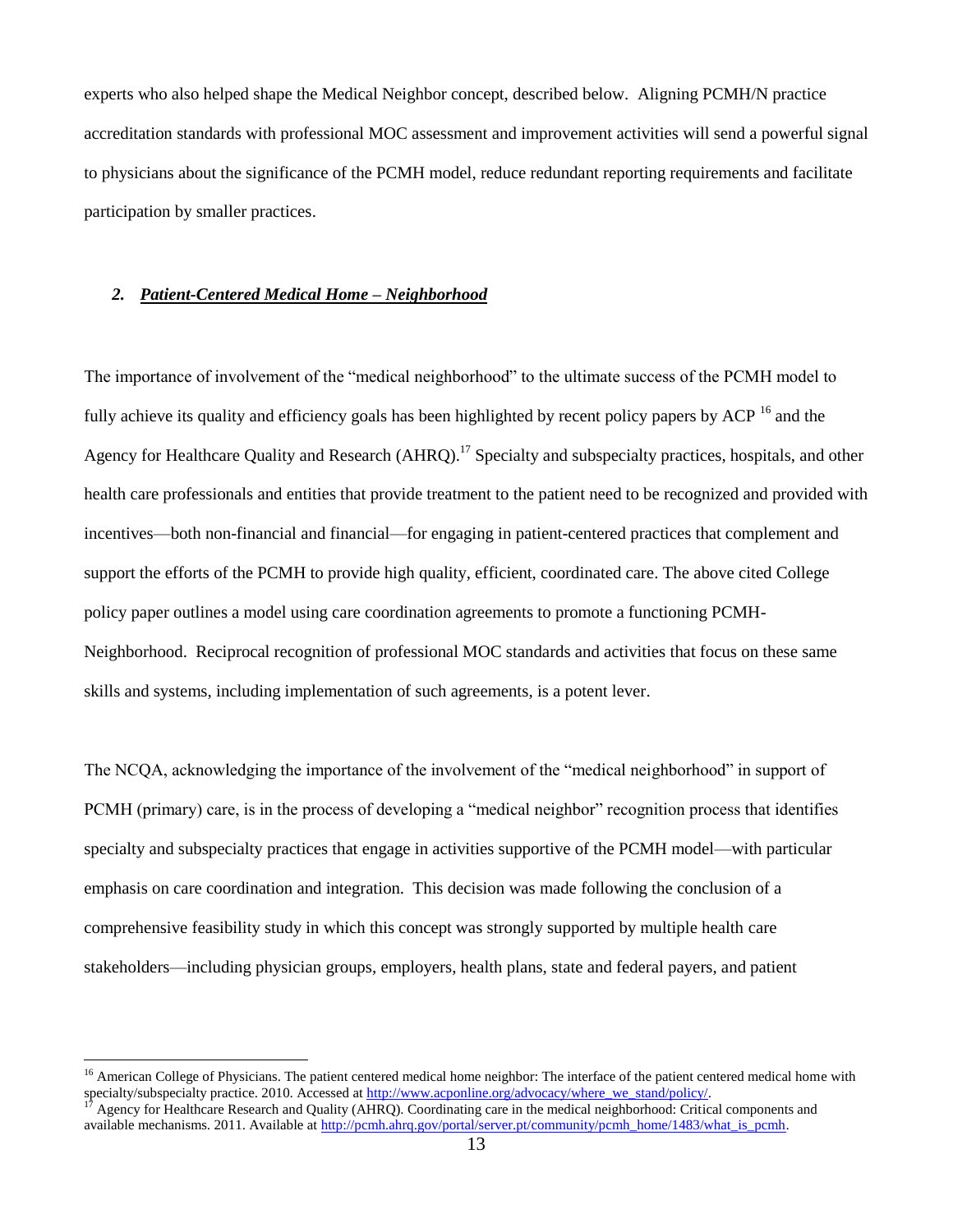experts who also helped shape the Medical Neighbor concept, described below. Aligning PCMH/N practice accreditation standards with professional MOC assessment and improvement activities will send a powerful signal to physicians about the significance of the PCMH model, reduce redundant reporting requirements and facilitate participation by smaller practices.

### 2. ***Patient-Centered Medical Home – Neighborhood***

The importance of involvement of the "medical neighborhood" to the ultimate success of the PCMH model to fully achieve its quality and efficiency goals has been highlighted by recent policy papers by ACP [16] and the Agency for Healthcare Quality and Research (AHRQ).[17] Specialty and subspecialty practices, hospitals, and other health care professionals and entities that provide treatment to the patient need to be recognized and provided with incentives—both non-financial and financial—for engaging in patient-centered practices that complement and support the efforts of the PCMH to provide high quality, efficient, coordinated care. The above cited College policy paper outlines a model using care coordination agreements to promote a functioning PCMH-Neighborhood. Reciprocal recognition of professional MOC standards and activities that focus on these same skills and systems, including implementation of such agreements, is a potent lever.

The NCQA, acknowledging the importance of the involvement of the "medical neighborhood" in support of PCMH (primary) care, is in the process of developing a "medical neighbor" recognition process that identifies specialty and subspecialty practices that engage in activities supportive of the PCMH model—with particular emphasis on care coordination and integration. This decision was made following the conclusion of a comprehensive feasibility study in which this concept was strongly supported by multiple health care stakeholders—including physician groups, employers, health plans, state and federal payers, and patient

---

[16] American College of Physicians. The patient centered medical home neighbor: The interface of the patient centered medical home with specialty/subspecialty practice. 2010. Accessed at http://www.acponline.org/advocacy/where_we_stand/policy/.

[17] Agency for Healthcare Research and Quality (AHRQ). Coordinating care in the medical neighborhood: Critical components and available mechanisms. 2011. Available at http://pcmh.ahrq.gov/portal/server.pt/community/pcmh_home/1483/what_is_pcmh.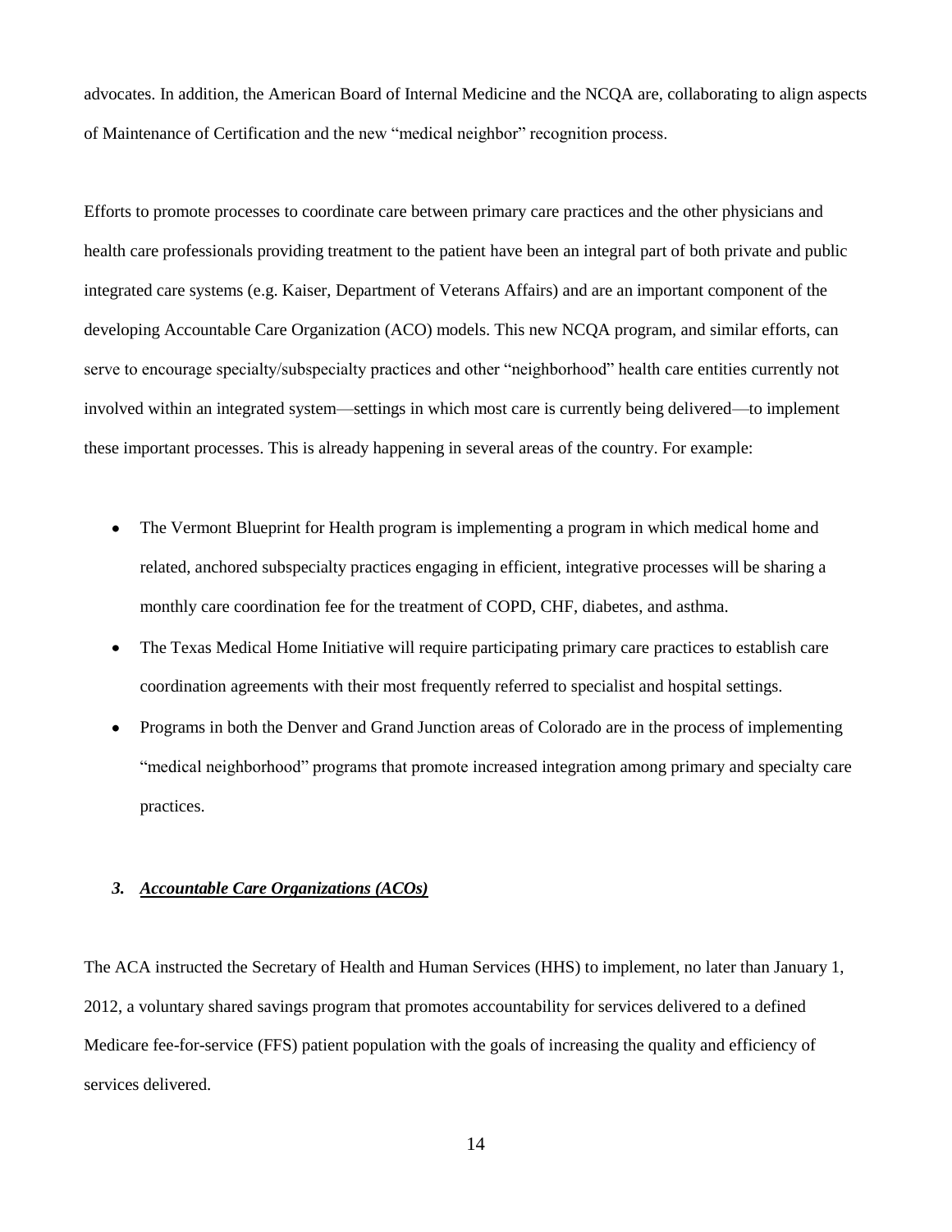advocates. In addition, the American Board of Internal Medicine and the NCQA are, collaborating to align aspects of Maintenance of Certification and the new "medical neighbor" recognition process.

Efforts to promote processes to coordinate care between primary care practices and the other physicians and health care professionals providing treatment to the patient have been an integral part of both private and public integrated care systems (e.g. Kaiser, Department of Veterans Affairs) and are an important component of the developing Accountable Care Organization (ACO) models. This new NCQA program, and similar efforts, can serve to encourage specialty/subspecialty practices and other "neighborhood" health care entities currently not involved within an integrated system—settings in which most care is currently being delivered—to implement these important processes. This is already happening in several areas of the country. For example:

- The Vermont Blueprint for Health program is implementing a program in which medical home and related, anchored subspecialty practices engaging in efficient, integrative processes will be sharing a monthly care coordination fee for the treatment of COPD, CHF, diabetes, and asthma.
- The Texas Medical Home Initiative will require participating primary care practices to establish care coordination agreements with their most frequently referred to specialist and hospital settings.
- Programs in both the Denver and Grand Junction areas of Colorado are in the process of implementing "medical neighborhood" programs that promote increased integration among primary and specialty care practices.

### ***3. Accountable Care Organizations (ACOs)***

The ACA instructed the Secretary of Health and Human Services (HHS) to implement, no later than January 1, 2012, a voluntary shared savings program that promotes accountability for services delivered to a defined Medicare fee-for-service (FFS) patient population with the goals of increasing the quality and efficiency of services delivered.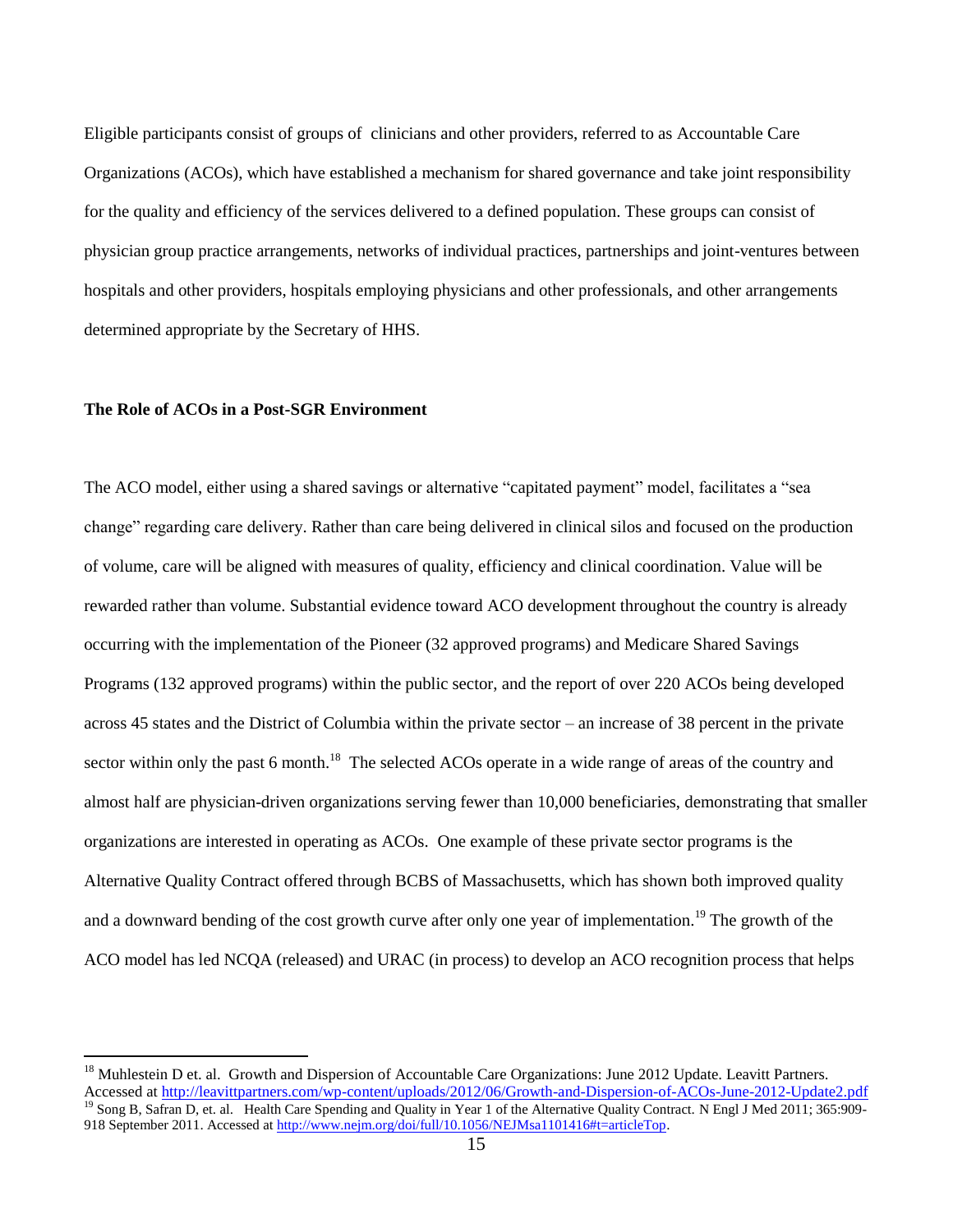Eligible participants consist of groups of  clinicians and other providers, referred to as Accountable Care Organizations (ACOs), which have established a mechanism for shared governance and take joint responsibility for the quality and efficiency of the services delivered to a defined population. These groups can consist of physician group practice arrangements, networks of individual practices, partnerships and joint-ventures between hospitals and other providers, hospitals employing physicians and other professionals, and other arrangements determined appropriate by the Secretary of HHS.

**The Role of ACOs in a Post-SGR Environment**

The ACO model, either using a shared savings or alternative "capitated payment" model, facilitates a "sea change" regarding care delivery. Rather than care being delivered in clinical silos and focused on the production of volume, care will be aligned with measures of quality, efficiency and clinical coordination. Value will be rewarded rather than volume. Substantial evidence toward ACO development throughout the country is already occurring with the implementation of the Pioneer (32 approved programs) and Medicare Shared Savings Programs (132 approved programs) within the public sector, and the report of over 220 ACOs being developed across 45 states and the District of Columbia within the private sector – an increase of 38 percent in the private sector within only the past 6 month.[18]  The selected ACOs operate in a wide range of areas of the country and almost half are physician-driven organizations serving fewer than 10,000 beneficiaries, demonstrating that smaller organizations are interested in operating as ACOs.  One example of these private sector programs is the Alternative Quality Contract offered through BCBS of Massachusetts, which has shown both improved quality and a downward bending of the cost growth curve after only one year of implementation.[19] The growth of the ACO model has led NCQA (released) and URAC (in process) to develop an ACO recognition process that helps

---

[18] Muhlestein D et. al.  Growth and Dispersion of Accountable Care Organizations: June 2012 Update. Leavitt Partners. Accessed at http://leavittpartners.com/wp-content/uploads/2012/06/Growth-and-Dispersion-of-ACOs-June-2012-Update2.pdf

[19] Song B, Safran D, et. al.   Health Care Spending and Quality in Year 1 of the Alternative Quality Contract. N Engl J Med 2011; 365:909-918 September 2011. Accessed at http://www.nejm.org/doi/full/10.1056/NEJMsa1101416#t=articleTop.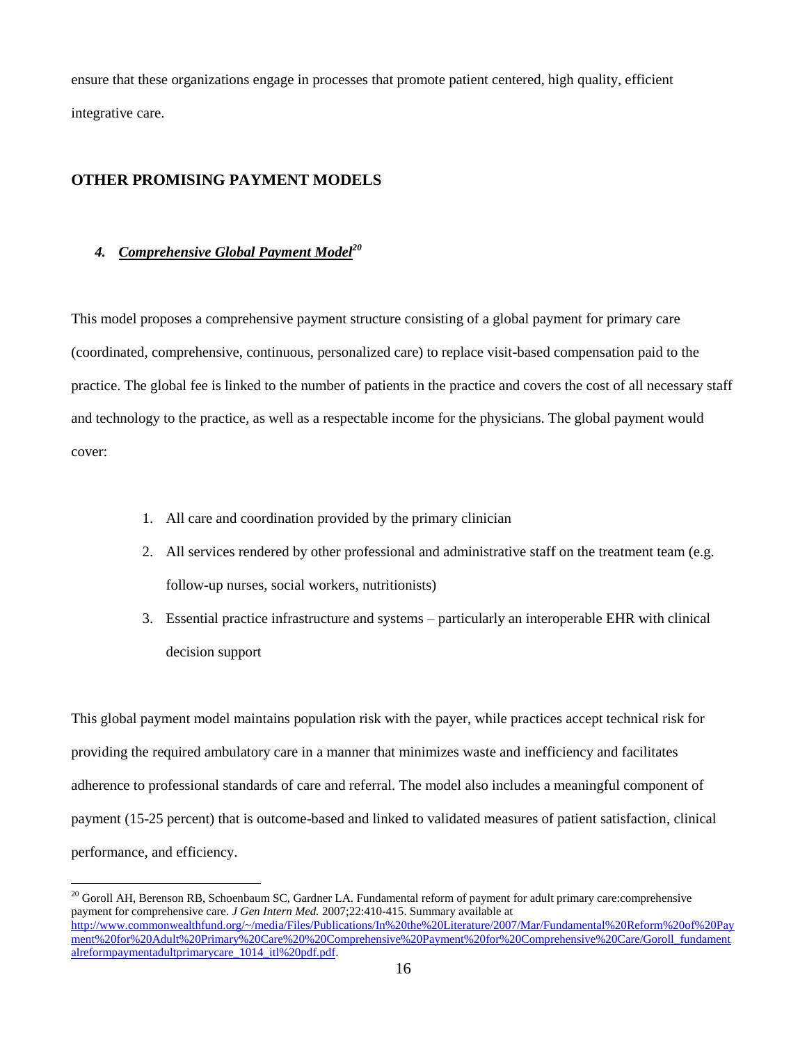ensure that these organizations engage in processes that promote patient centered, high quality, efficient integrative care.

## OTHER PROMISING PAYMENT MODELS

### *4. Comprehensive Global Payment Model*[20]

This model proposes a comprehensive payment structure consisting of a global payment for primary care (coordinated, comprehensive, continuous, personalized care) to replace visit-based compensation paid to the practice. The global fee is linked to the number of patients in the practice and covers the cost of all necessary staff and technology to the practice, as well as a respectable income for the physicians. The global payment would cover:

1. All care and coordination provided by the primary clinician
2. All services rendered by other professional and administrative staff on the treatment team (e.g. follow-up nurses, social workers, nutritionists)
3. Essential practice infrastructure and systems – particularly an interoperable EHR with clinical decision support

This global payment model maintains population risk with the payer, while practices accept technical risk for providing the required ambulatory care in a manner that minimizes waste and inefficiency and facilitates adherence to professional standards of care and referral. The model also includes a meaningful component of payment (15-25 percent) that is outcome-based and linked to validated measures of patient satisfaction, clinical performance, and efficiency.

---

[20] Goroll AH, Berenson RB, Schoenbaum SC, Gardner LA. Fundamental reform of payment for adult primary care:comprehensive payment for comprehensive care. *J Gen Intern Med.* 2007;22:410-415. Summary available at http://www.commonwealthfund.org/~/media/Files/Publications/In%20the%20Literature/2007/Mar/Fundamental%20Reform%20of%20Payment%20for%20Adult%20Primary%20Care%20%20Comprehensive%20Payment%20for%20Comprehensive%20Care/Goroll_fundamentalreformpaymentadultprimarycare_1014_itl%20pdf.pdf.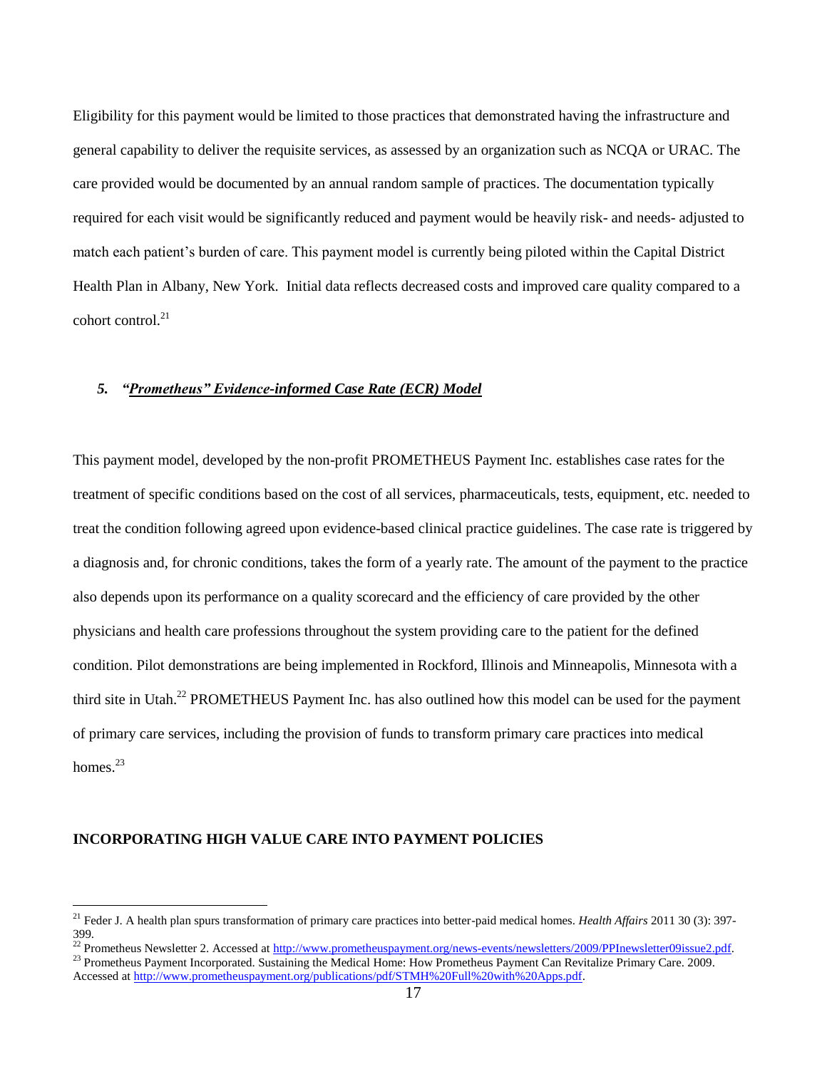Eligibility for this payment would be limited to those practices that demonstrated having the infrastructure and general capability to deliver the requisite services, as assessed by an organization such as NCQA or URAC. The care provided would be documented by an annual random sample of practices. The documentation typically required for each visit would be significantly reduced and payment would be heavily risk- and needs- adjusted to match each patient's burden of care. This payment model is currently being piloted within the Capital District Health Plan in Albany, New York. Initial data reflects decreased costs and improved care quality compared to a cohort control.[21]

### 5. ***"Prometheus" Evidence-informed Case Rate (ECR) Model***

This payment model, developed by the non-profit PROMETHEUS Payment Inc. establishes case rates for the treatment of specific conditions based on the cost of all services, pharmaceuticals, tests, equipment, etc. needed to treat the condition following agreed upon evidence-based clinical practice guidelines. The case rate is triggered by a diagnosis and, for chronic conditions, takes the form of a yearly rate. The amount of the payment to the practice also depends upon its performance on a quality scorecard and the efficiency of care provided by the other physicians and health care professions throughout the system providing care to the patient for the defined condition. Pilot demonstrations are being implemented in Rockford, Illinois and Minneapolis, Minnesota with a third site in Utah.[22] PROMETHEUS Payment Inc. has also outlined how this model can be used for the payment of primary care services, including the provision of funds to transform primary care practices into medical homes.[23]

## INCORPORATING HIGH VALUE CARE INTO PAYMENT POLICIES

---

[21] Feder J. A health plan spurs transformation of primary care practices into better-paid medical homes. *Health Affairs* 2011 30 (3): 397-399.

[22] Prometheus Newsletter 2. Accessed at http://www.prometheuspayment.org/news-events/newsletters/2009/PPInewsletter09issue2.pdf.

[23] Prometheus Payment Incorporated. Sustaining the Medical Home: How Prometheus Payment Can Revitalize Primary Care. 2009. Accessed at http://www.prometheuspayment.org/publications/pdf/STMH%20Full%20with%20Apps.pdf.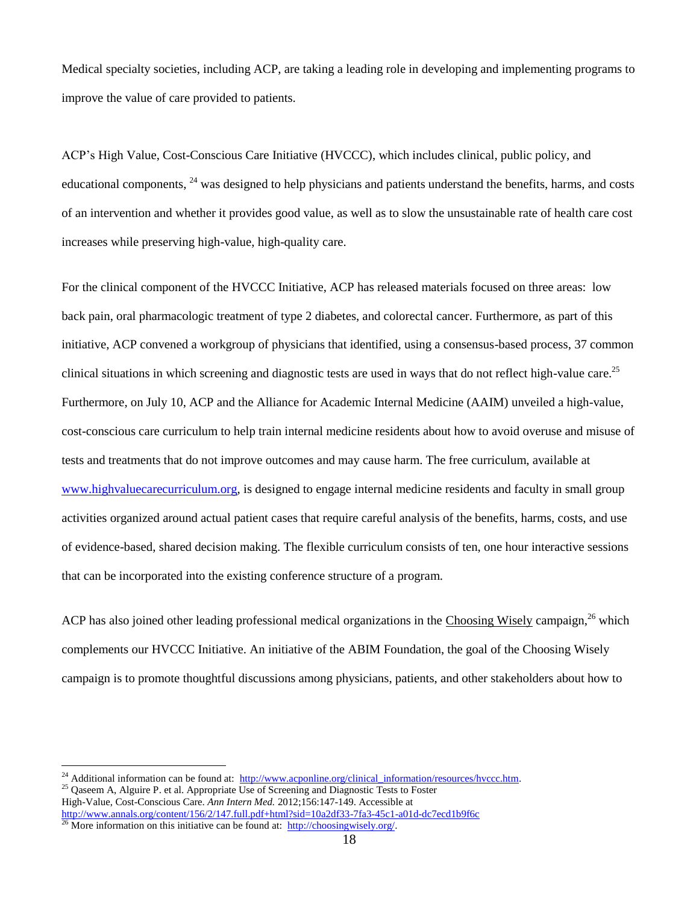Medical specialty societies, including ACP, are taking a leading role in developing and implementing programs to improve the value of care provided to patients.

ACP's High Value, Cost-Conscious Care Initiative (HVCCC), which includes clinical, public policy, and educational components, [24] was designed to help physicians and patients understand the benefits, harms, and costs of an intervention and whether it provides good value, as well as to slow the unsustainable rate of health care cost increases while preserving high-value, high-quality care.

For the clinical component of the HVCCC Initiative, ACP has released materials focused on three areas: low back pain, oral pharmacologic treatment of type 2 diabetes, and colorectal cancer. Furthermore, as part of this initiative, ACP convened a workgroup of physicians that identified, using a consensus-based process, 37 common clinical situations in which screening and diagnostic tests are used in ways that do not reflect high-value care.[25] Furthermore, on July 10, ACP and the Alliance for Academic Internal Medicine (AAIM) unveiled a high-value, cost-conscious care curriculum to help train internal medicine residents about how to avoid overuse and misuse of tests and treatments that do not improve outcomes and may cause harm. The free curriculum, available at [www.highvaluecarecurriculum.org](http://www.highvaluecarecurriculum.org), is designed to engage internal medicine residents and faculty in small group activities organized around actual patient cases that require careful analysis of the benefits, harms, costs, and use of evidence-based, shared decision making. The flexible curriculum consists of ten, one hour interactive sessions that can be incorporated into the existing conference structure of a program.

ACP has also joined other leading professional medical organizations in the Choosing Wisely campaign,[26] which complements our HVCCC Initiative. An initiative of the ABIM Foundation, the goal of the Choosing Wisely campaign is to promote thoughtful discussions among physicians, patients, and other stakeholders about how to

---

[24] Additional information can be found at: [http://www.acponline.org/clinical_information/resources/hvccc.htm](http://www.acponline.org/clinical_information/resources/hvccc.htm).

[25] Qaseem A, Alguire P. et al. Appropriate Use of Screening and Diagnostic Tests to Foster High-Value, Cost-Conscious Care. *Ann Intern Med.* 2012;156:147-149. Accessible at [http://www.annals.org/content/156/2/147.full.pdf+html?sid=10a2df33-7fa3-45c1-a01d-dc7ecd1b9f6c](http://www.annals.org/content/156/2/147.full.pdf+html?sid=10a2df33-7fa3-45c1-a01d-dc7ecd1b9f6c)

[26] More information on this initiative can be found at: [http://choosingwisely.org/](http://choosingwisely.org/).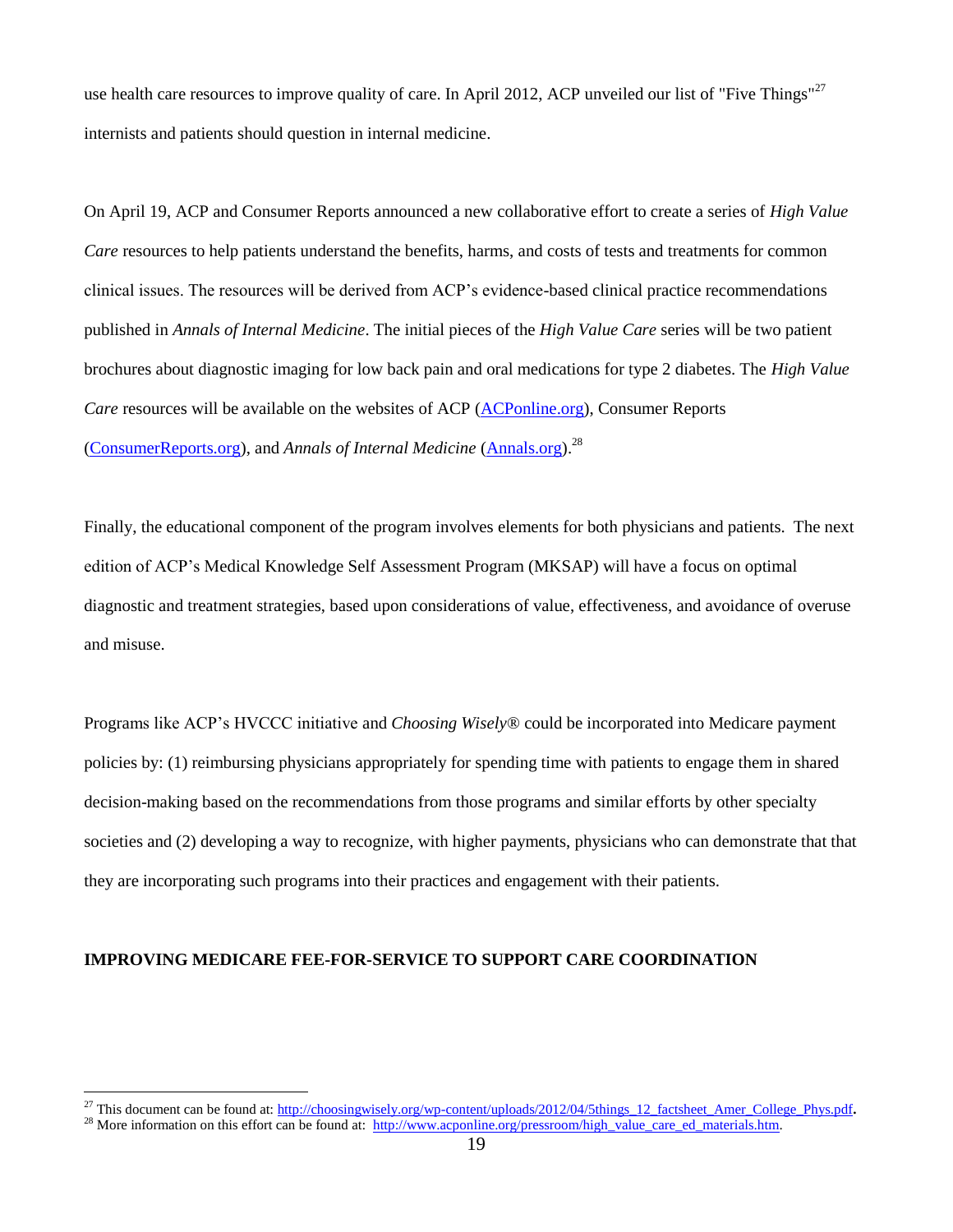use health care resources to improve quality of care. In April 2012, ACP unveiled our list of "Five Things"[27] internists and patients should question in internal medicine.

On April 19, ACP and Consumer Reports announced a new collaborative effort to create a series of *High Value Care* resources to help patients understand the benefits, harms, and costs of tests and treatments for common clinical issues. The resources will be derived from ACP's evidence-based clinical practice recommendations published in *Annals of Internal Medicine*. The initial pieces of the *High Value Care* series will be two patient brochures about diagnostic imaging for low back pain and oral medications for type 2 diabetes. The *High Value Care* resources will be available on the websites of ACP (ACPonline.org), Consumer Reports (ConsumerReports.org), and *Annals of Internal Medicine* (Annals.org).[28]

Finally, the educational component of the program involves elements for both physicians and patients. The next edition of ACP's Medical Knowledge Self Assessment Program (MKSAP) will have a focus on optimal diagnostic and treatment strategies, based upon considerations of value, effectiveness, and avoidance of overuse and misuse.

Programs like ACP's HVCCC initiative and *Choosing Wisely*® could be incorporated into Medicare payment policies by: (1) reimbursing physicians appropriately for spending time with patients to engage them in shared decision-making based on the recommendations from those programs and similar efforts by other specialty societies and (2) developing a way to recognize, with higher payments, physicians who can demonstrate that that they are incorporating such programs into their practices and engagement with their patients.

**IMPROVING MEDICARE FEE-FOR-SERVICE TO SUPPORT CARE COORDINATION**

---

[27] This document can be found at: http://choosingwisely.org/wp-content/uploads/2012/04/5things_12_factsheet_Amer_College_Phys.pdf.

[28] More information on this effort can be found at: http://www.acponline.org/pressroom/high_value_care_ed_materials.htm.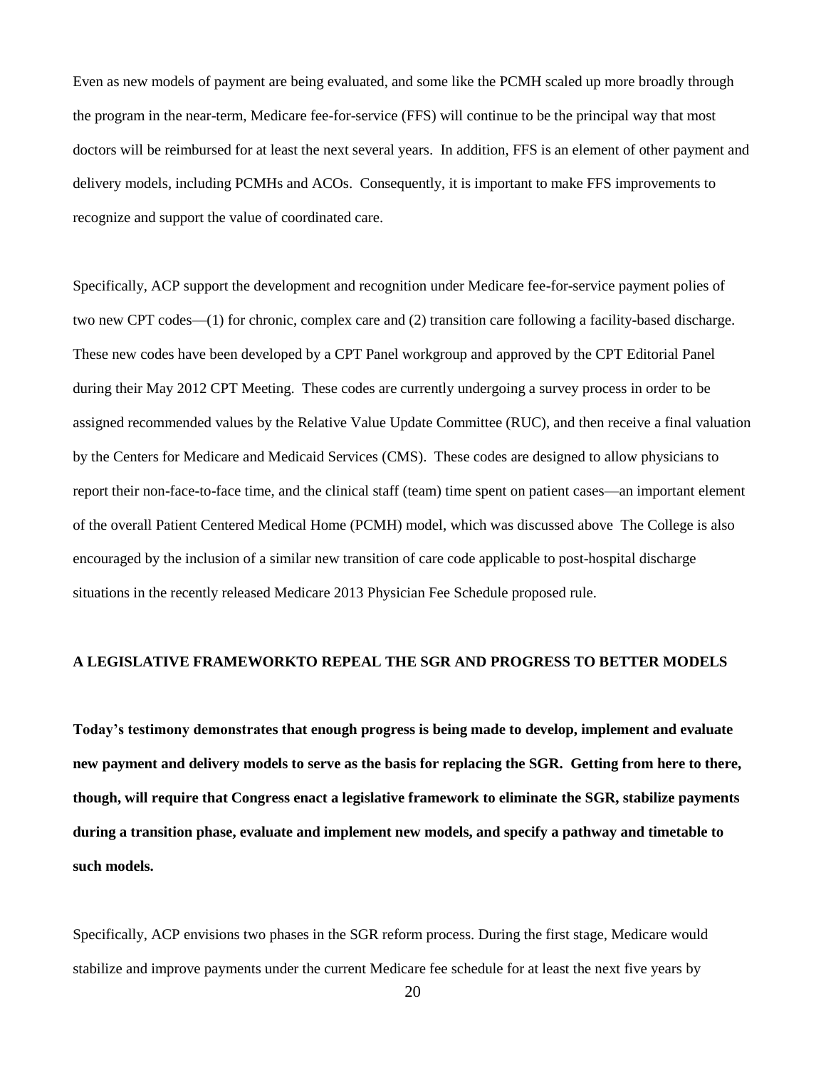Even as new models of payment are being evaluated, and some like the PCMH scaled up more broadly through the program in the near-term, Medicare fee-for-service (FFS) will continue to be the principal way that most doctors will be reimbursed for at least the next several years. In addition, FFS is an element of other payment and delivery models, including PCMHs and ACOs. Consequently, it is important to make FFS improvements to recognize and support the value of coordinated care.

Specifically, ACP support the development and recognition under Medicare fee-for-service payment polies of two new CPT codes—(1) for chronic, complex care and (2) transition care following a facility-based discharge. These new codes have been developed by a CPT Panel workgroup and approved by the CPT Editorial Panel during their May 2012 CPT Meeting. These codes are currently undergoing a survey process in order to be assigned recommended values by the Relative Value Update Committee (RUC), and then receive a final valuation by the Centers for Medicare and Medicaid Services (CMS). These codes are designed to allow physicians to report their non-face-to-face time, and the clinical staff (team) time spent on patient cases—an important element of the overall Patient Centered Medical Home (PCMH) model, which was discussed above The College is also encouraged by the inclusion of a similar new transition of care code applicable to post-hospital discharge situations in the recently released Medicare 2013 Physician Fee Schedule proposed rule.

## A LEGISLATIVE FRAMEWORKTO REPEAL THE SGR AND PROGRESS TO BETTER MODELS

**Today's testimony demonstrates that enough progress is being made to develop, implement and evaluate new payment and delivery models to serve as the basis for replacing the SGR. Getting from here to there, though, will require that Congress enact a legislative framework to eliminate the SGR, stabilize payments during a transition phase, evaluate and implement new models, and specify a pathway and timetable to such models.**

Specifically, ACP envisions two phases in the SGR reform process. During the first stage, Medicare would stabilize and improve payments under the current Medicare fee schedule for at least the next five years by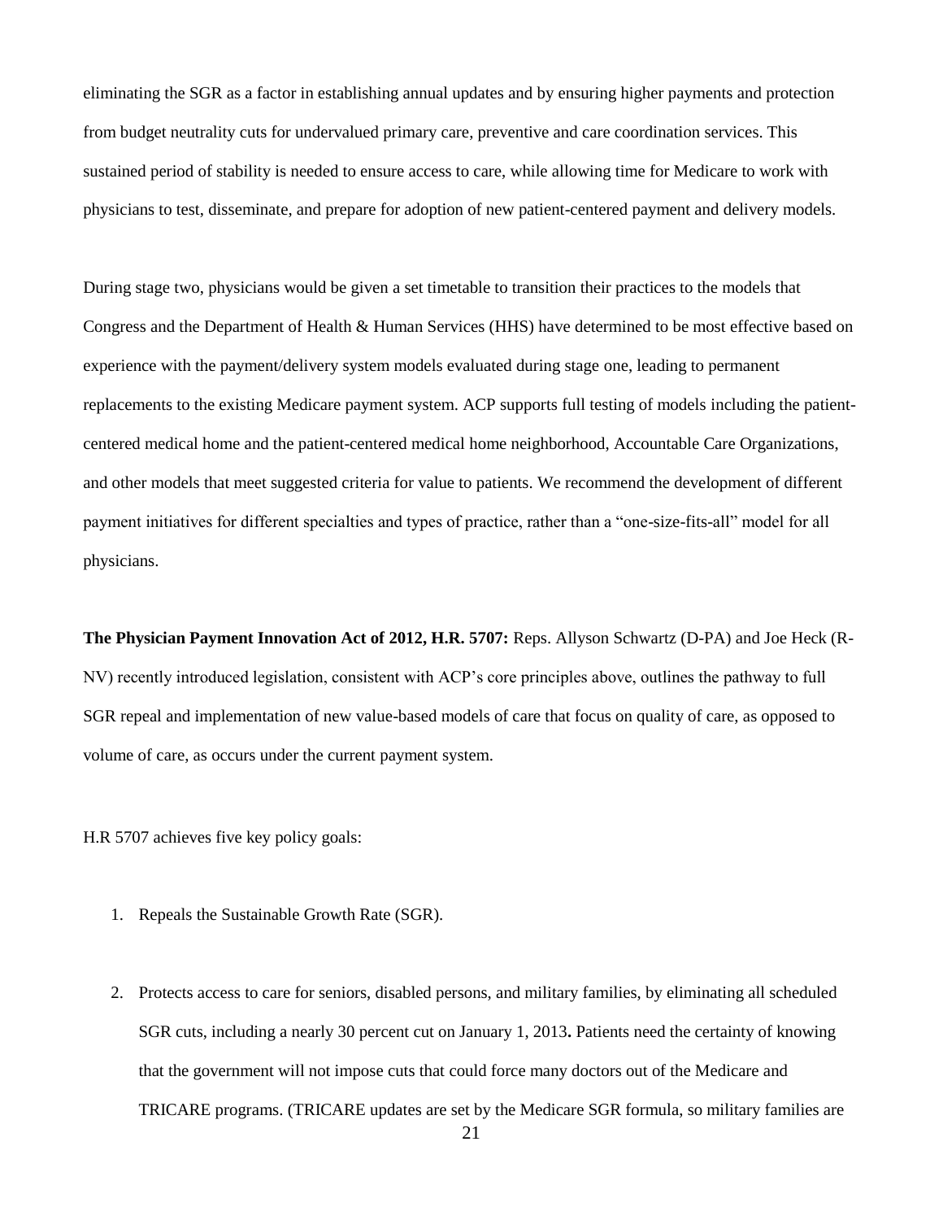eliminating the SGR as a factor in establishing annual updates and by ensuring higher payments and protection from budget neutrality cuts for undervalued primary care, preventive and care coordination services. This sustained period of stability is needed to ensure access to care, while allowing time for Medicare to work with physicians to test, disseminate, and prepare for adoption of new patient-centered payment and delivery models.

During stage two, physicians would be given a set timetable to transition their practices to the models that Congress and the Department of Health & Human Services (HHS) have determined to be most effective based on experience with the payment/delivery system models evaluated during stage one, leading to permanent replacements to the existing Medicare payment system. ACP supports full testing of models including the patient-centered medical home and the patient-centered medical home neighborhood, Accountable Care Organizations, and other models that meet suggested criteria for value to patients. We recommend the development of different payment initiatives for different specialties and types of practice, rather than a "one-size-fits-all" model for all physicians.

**The Physician Payment Innovation Act of 2012, H.R. 5707:** Reps. Allyson Schwartz (D-PA) and Joe Heck (R-NV) recently introduced legislation, consistent with ACP's core principles above, outlines the pathway to full SGR repeal and implementation of new value-based models of care that focus on quality of care, as opposed to volume of care, as occurs under the current payment system.

H.R 5707 achieves five key policy goals:

1. Repeals the Sustainable Growth Rate (SGR).

2. Protects access to care for seniors, disabled persons, and military families, by eliminating all scheduled SGR cuts, including a nearly 30 percent cut on January 1, 2013**.** Patients need the certainty of knowing that the government will not impose cuts that could force many doctors out of the Medicare and TRICARE programs. (TRICARE updates are set by the Medicare SGR formula, so military families are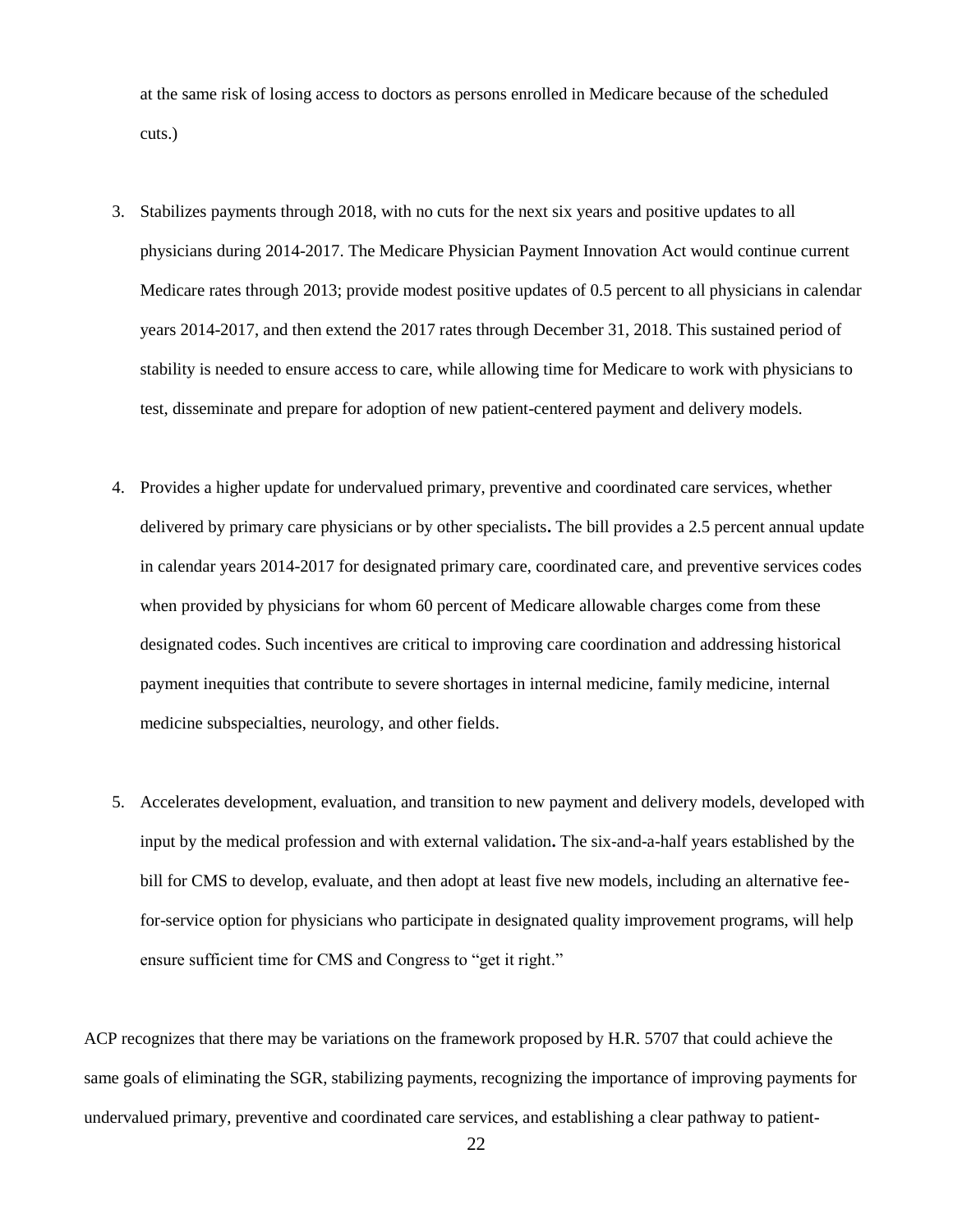at the same risk of losing access to doctors as persons enrolled in Medicare because of the scheduled cuts.)

3. Stabilizes payments through 2018, with no cuts for the next six years and positive updates to all physicians during 2014-2017. The Medicare Physician Payment Innovation Act would continue current Medicare rates through 2013; provide modest positive updates of 0.5 percent to all physicians in calendar years 2014-2017, and then extend the 2017 rates through December 31, 2018. This sustained period of stability is needed to ensure access to care, while allowing time for Medicare to work with physicians to test, disseminate and prepare for adoption of new patient-centered payment and delivery models.

4. Provides a higher update for undervalued primary, preventive and coordinated care services, whether delivered by primary care physicians or by other specialists**.** The bill provides a 2.5 percent annual update in calendar years 2014-2017 for designated primary care, coordinated care, and preventive services codes when provided by physicians for whom 60 percent of Medicare allowable charges come from these designated codes. Such incentives are critical to improving care coordination and addressing historical payment inequities that contribute to severe shortages in internal medicine, family medicine, internal medicine subspecialties, neurology, and other fields.

5. Accelerates development, evaluation, and transition to new payment and delivery models, developed with input by the medical profession and with external validation**.** The six-and-a-half years established by the bill for CMS to develop, evaluate, and then adopt at least five new models, including an alternative fee-for-service option for physicians who participate in designated quality improvement programs, will help ensure sufficient time for CMS and Congress to "get it right."

ACP recognizes that there may be variations on the framework proposed by H.R. 5707 that could achieve the same goals of eliminating the SGR, stabilizing payments, recognizing the importance of improving payments for undervalued primary, preventive and coordinated care services, and establishing a clear pathway to patient-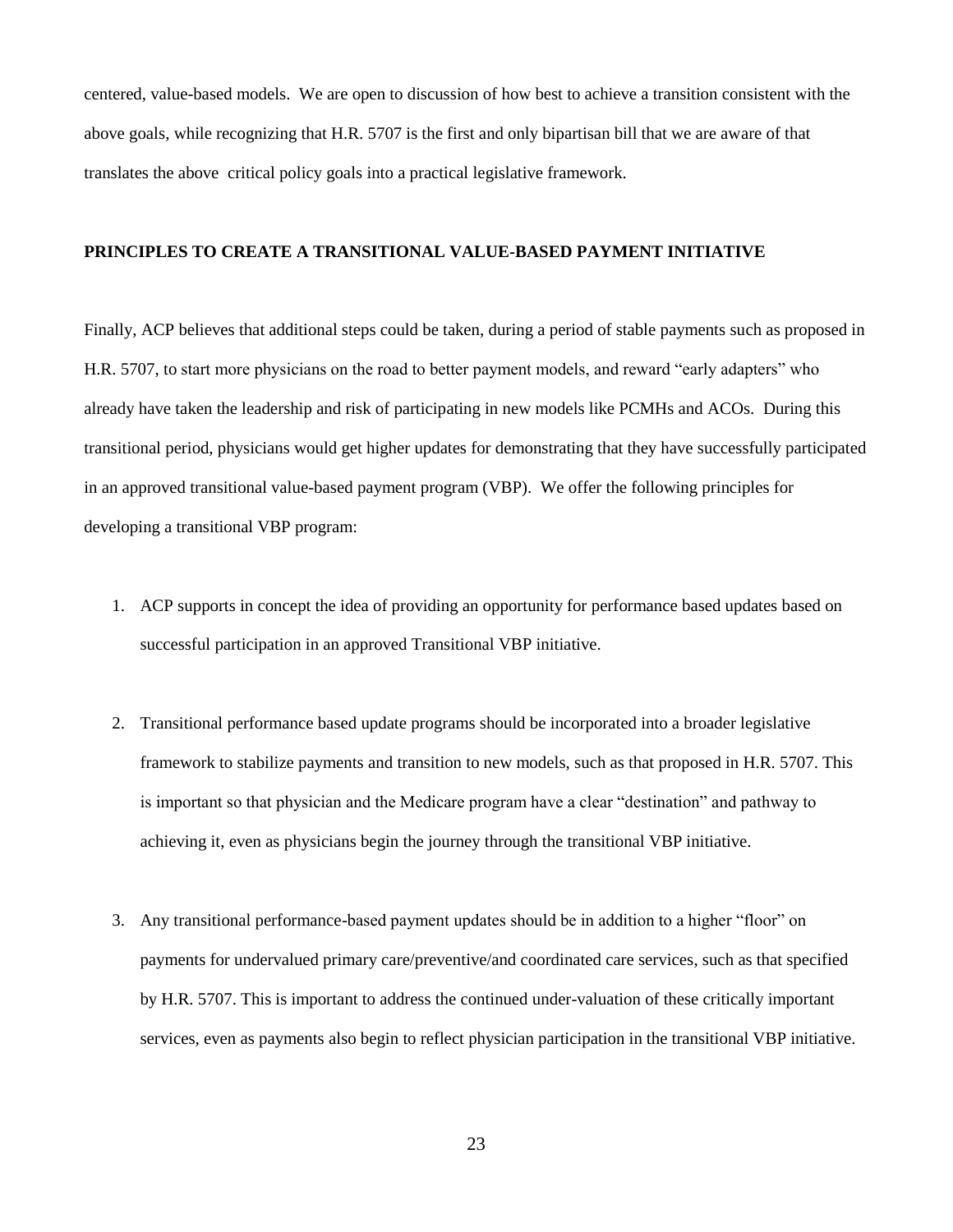centered, value-based models. We are open to discussion of how best to achieve a transition consistent with the above goals, while recognizing that H.R. 5707 is the first and only bipartisan bill that we are aware of that translates the above critical policy goals into a practical legislative framework.

**PRINCIPLES TO CREATE A TRANSITIONAL VALUE-BASED PAYMENT INITIATIVE**

Finally, ACP believes that additional steps could be taken, during a period of stable payments such as proposed in H.R. 5707, to start more physicians on the road to better payment models, and reward "early adapters" who already have taken the leadership and risk of participating in new models like PCMHs and ACOs. During this transitional period, physicians would get higher updates for demonstrating that they have successfully participated in an approved transitional value-based payment program (VBP). We offer the following principles for developing a transitional VBP program:

1. ACP supports in concept the idea of providing an opportunity for performance based updates based on successful participation in an approved Transitional VBP initiative.

2. Transitional performance based update programs should be incorporated into a broader legislative framework to stabilize payments and transition to new models, such as that proposed in H.R. 5707. This is important so that physician and the Medicare program have a clear "destination" and pathway to achieving it, even as physicians begin the journey through the transitional VBP initiative.

3. Any transitional performance-based payment updates should be in addition to a higher "floor" on payments for undervalued primary care/preventive/and coordinated care services, such as that specified by H.R. 5707. This is important to address the continued under-valuation of these critically important services, even as payments also begin to reflect physician participation in the transitional VBP initiative.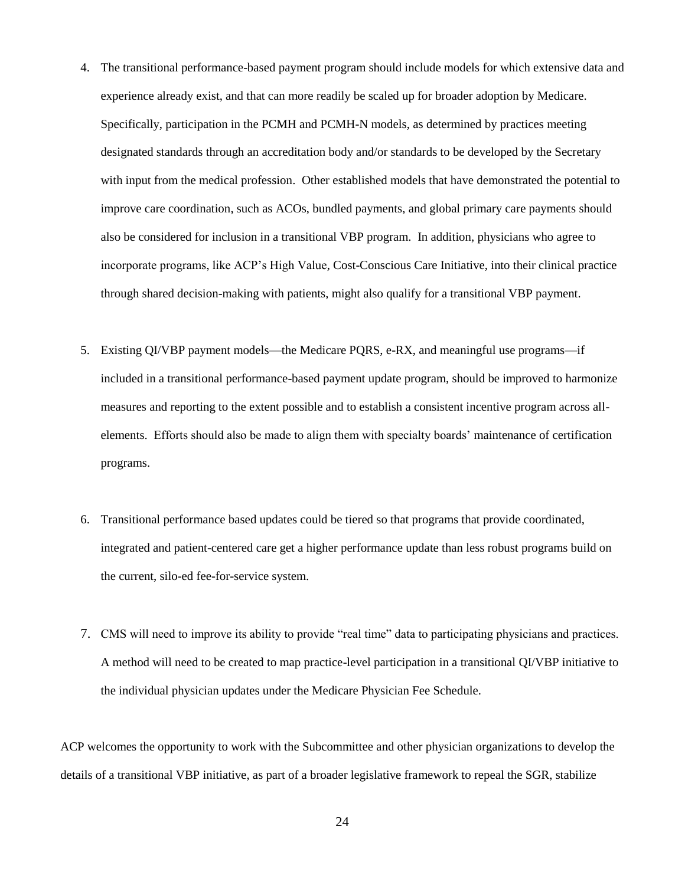4. The transitional performance-based payment program should include models for which extensive data and experience already exist, and that can more readily be scaled up for broader adoption by Medicare. Specifically, participation in the PCMH and PCMH-N models, as determined by practices meeting designated standards through an accreditation body and/or standards to be developed by the Secretary with input from the medical profession. Other established models that have demonstrated the potential to improve care coordination, such as ACOs, bundled payments, and global primary care payments should also be considered for inclusion in a transitional VBP program. In addition, physicians who agree to incorporate programs, like ACP's High Value, Cost-Conscious Care Initiative, into their clinical practice through shared decision-making with patients, might also qualify for a transitional VBP payment.

5. Existing QI/VBP payment models—the Medicare PQRS, e-RX, and meaningful use programs—if included in a transitional performance-based payment update program, should be improved to harmonize measures and reporting to the extent possible and to establish a consistent incentive program across all-elements. Efforts should also be made to align them with specialty boards' maintenance of certification programs.

6. Transitional performance based updates could be tiered so that programs that provide coordinated, integrated and patient-centered care get a higher performance update than less robust programs build on the current, silo-ed fee-for-service system.

7. CMS will need to improve its ability to provide "real time" data to participating physicians and practices. A method will need to be created to map practice-level participation in a transitional QI/VBP initiative to the individual physician updates under the Medicare Physician Fee Schedule.

ACP welcomes the opportunity to work with the Subcommittee and other physician organizations to develop the details of a transitional VBP initiative, as part of a broader legislative framework to repeal the SGR, stabilize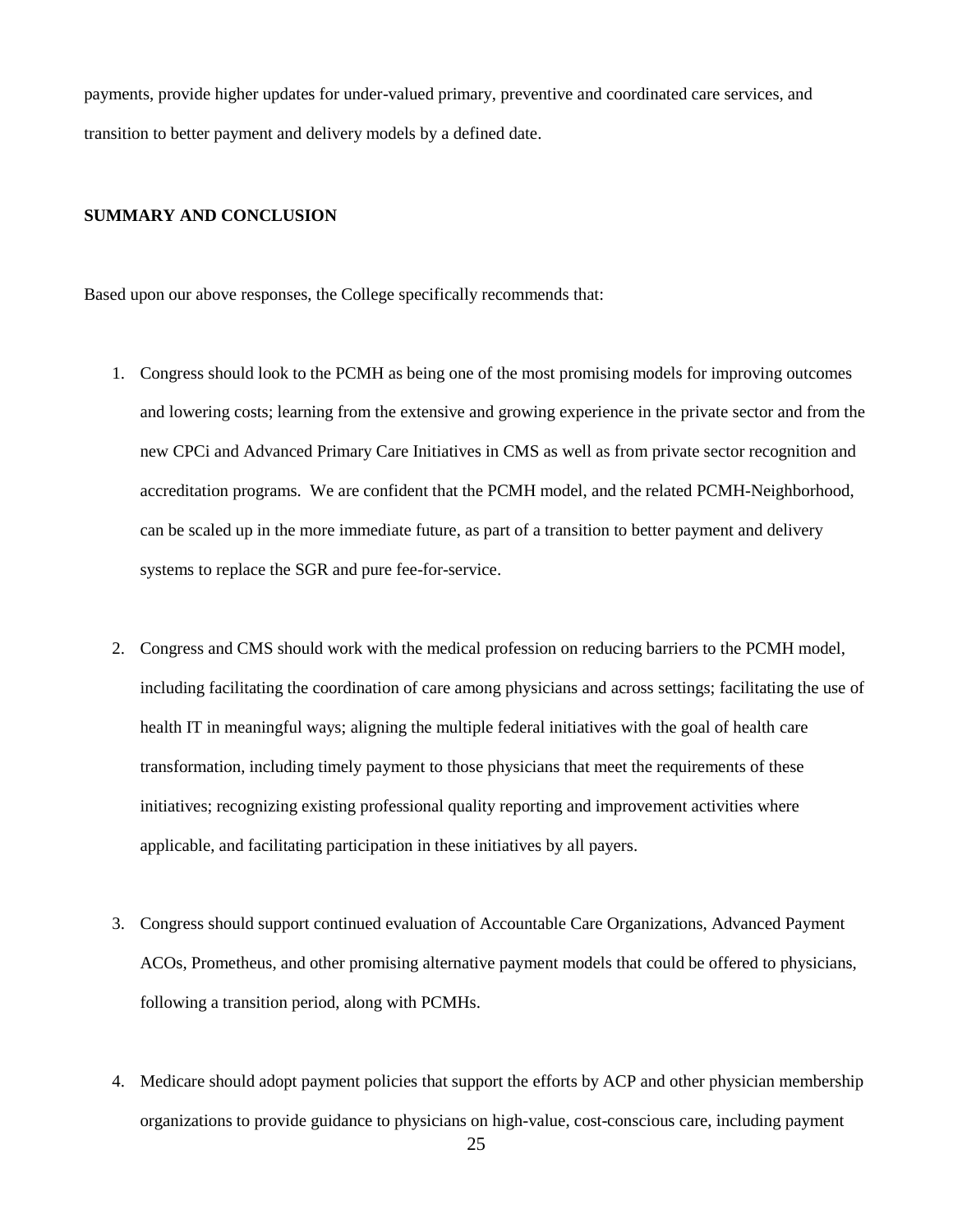payments, provide higher updates for under-valued primary, preventive and coordinated care services, and transition to better payment and delivery models by a defined date.

**SUMMARY AND CONCLUSION**

Based upon our above responses, the College specifically recommends that:

1. Congress should look to the PCMH as being one of the most promising models for improving outcomes and lowering costs; learning from the extensive and growing experience in the private sector and from the new CPCi and Advanced Primary Care Initiatives in CMS as well as from private sector recognition and accreditation programs. We are confident that the PCMH model, and the related PCMH-Neighborhood, can be scaled up in the more immediate future, as part of a transition to better payment and delivery systems to replace the SGR and pure fee-for-service.

2. Congress and CMS should work with the medical profession on reducing barriers to the PCMH model, including facilitating the coordination of care among physicians and across settings; facilitating the use of health IT in meaningful ways; aligning the multiple federal initiatives with the goal of health care transformation, including timely payment to those physicians that meet the requirements of these initiatives; recognizing existing professional quality reporting and improvement activities where applicable, and facilitating participation in these initiatives by all payers.

3. Congress should support continued evaluation of Accountable Care Organizations, Advanced Payment ACOs, Prometheus, and other promising alternative payment models that could be offered to physicians, following a transition period, along with PCMHs.

4. Medicare should adopt payment policies that support the efforts by ACP and other physician membership organizations to provide guidance to physicians on high-value, cost-conscious care, including payment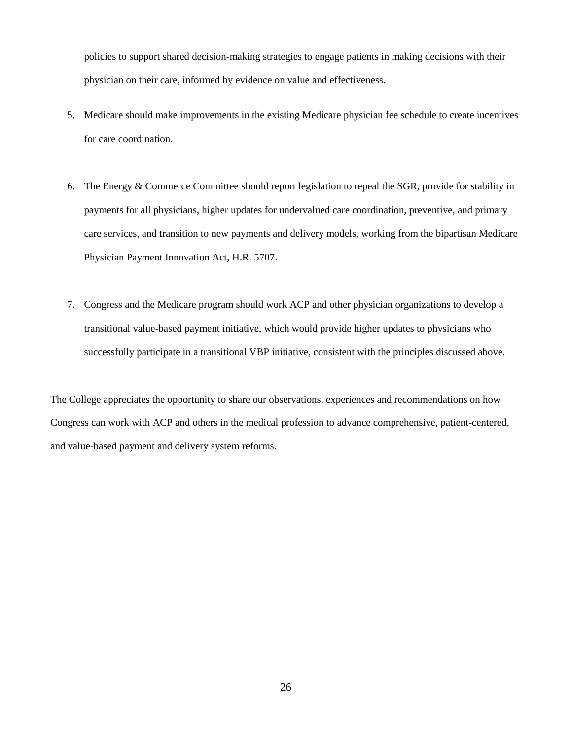policies to support shared decision-making strategies to engage patients in making decisions with their physician on their care, informed by evidence on value and effectiveness.

5. Medicare should make improvements in the existing Medicare physician fee schedule to create incentives for care coordination.

6. The Energy & Commerce Committee should report legislation to repeal the SGR, provide for stability in payments for all physicians, higher updates for undervalued care coordination, preventive, and primary care services, and transition to new payments and delivery models, working from the bipartisan Medicare Physician Payment Innovation Act, H.R. 5707.

7. Congress and the Medicare program should work ACP and other physician organizations to develop a transitional value-based payment initiative, which would provide higher updates to physicians who successfully participate in a transitional VBP initiative, consistent with the principles discussed above.

The College appreciates the opportunity to share our observations, experiences and recommendations on how Congress can work with ACP and others in the medical profession to advance comprehensive, patient-centered, and value-based payment and delivery system reforms.